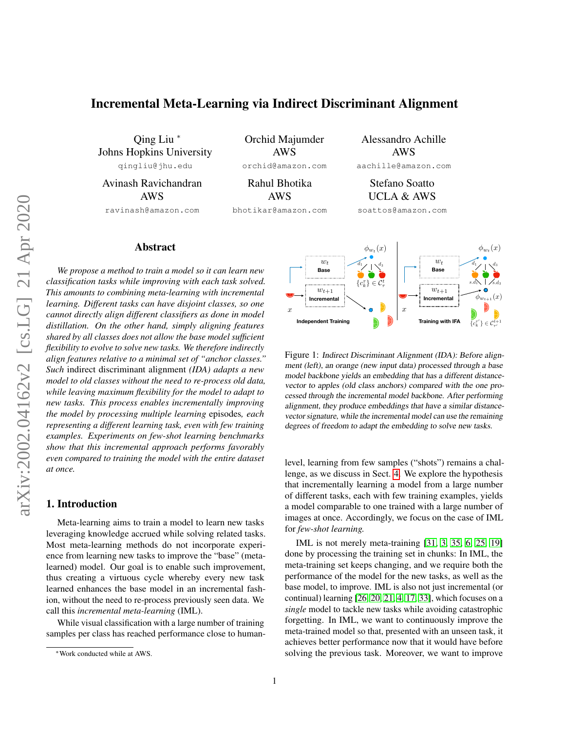# Incremental Meta-Learning via Indirect Discriminant Alignment

Qing Liu [*]
Johns Hopkins University
qingliu@jhu.edu

Orchid Majumder
AWS
orchid@amazon.com

Alessandro Achille
AWS
aachille@amazon.com

Avinash Ravichandran
AWS
ravinash@amazon.com

Rahul Bhotika
AWS
bhotikar@amazon.com

Stefano Soatto
UCLA & AWS
soattos@amazon.com

## Abstract

*We propose a method to train a model so it can learn new classification tasks while improving with each task solved. This amounts to combining meta-learning with incremental learning. Different tasks can have disjoint classes, so one cannot directly align different classifiers as done in model distillation. On the other hand, simply aligning features shared by all classes does not allow the base model sufficient flexibility to evolve to solve new tasks. We therefore indirectly align features relative to a minimal set of "anchor classes." Such* indirect discriminant alignment *(IDA) adapts a new model to old classes without the need to re-process old data, while leaving maximum flexibility for the model to adapt to new tasks. This process enables incrementally improving the model by processing multiple learning* episodes*, each representing a different learning task, even with few training examples. Experiments on few-shot learning benchmarks show that this incremental approach performs favorably even compared to training the model with the entire dataset at once.*

Figure 1: *Indirect Discriminant Alignment (IDA): Before alignment (left), an orange (new input data) processed through a base model backbone yields an embedding that has a different distance-vector to apples (old class anchors) compared with the one processed through the incremental model backbone. After performing alignment, they produce embeddings that have a similar distance-vector signature, while the incremental model can use the remaining degrees of freedom to adapt the embedding to solve new tasks.*

## 1. Introduction

Meta-learning aims to train a model to learn new tasks leveraging knowledge accrued while solving related tasks. Most meta-learning methods do not incorporate experience from learning new tasks to improve the "base" (meta-learned) model. Our goal is to enable such improvement, thus creating a virtuous cycle whereby every new task learned enhances the base model in an incremental fashion, without the need to re-process previously seen data. We call this *incremental meta-learning* (IML).

While visual classification with a large number of training samples per class has reached performance close to human-level, learning from few samples ("shots") remains a challenge, as we discuss in Sect. 4. We explore the hypothesis that incrementally learning a model from a large number of different tasks, each with few training examples, yields a model comparable to one trained with a large number of images at once. Accordingly, we focus on the case of IML for *few-shot learning.*

IML is not merely meta-training [31, 3, 35, 6, 25, 19] done by processing the training set in chunks: In IML, the meta-training set keeps changing, and we require both the performance of the model for the new tasks, as well as the base model, to improve. IML is also not just incremental (or continual) learning [26, 20, 21, 4, 17, 33], which focuses on a *single* model to tackle new tasks while avoiding catastrophic forgetting. In IML, we want to continuously improve the meta-trained model so that, presented with an unseen task, it achieves better performance now that it would have before solving the previous task. Moreover, we want to improve

[*] Work conducted while at AWS.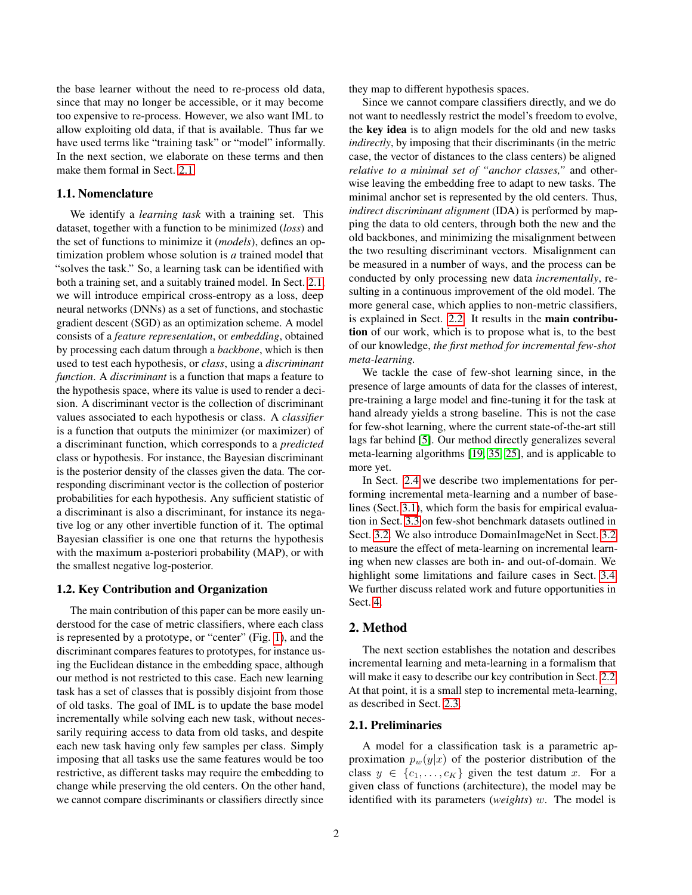the base learner without the need to re-process old data, since that may no longer be accessible, or it may become too expensive to re-process. However, we also want IML to allow exploiting old data, if that is available. Thus far we have used terms like "training task" or "model" informally. In the next section, we elaborate on these terms and then make them formal in Sect. 2.1.

### 1.1. Nomenclature

We identify a *learning task* with a training set. This dataset, together with a function to be minimized (*loss*) and the set of functions to minimize it (*models*), defines an optimization problem whose solution is *a* trained model that "solves the task." So, a learning task can be identified with both a training set, and a suitably trained model. In Sect. 2.1 we will introduce empirical cross-entropy as a loss, deep neural networks (DNNs) as a set of functions, and stochastic gradient descent (SGD) as an optimization scheme. A model consists of a *feature representation*, or *embedding*, obtained by processing each datum through a *backbone*, which is then used to test each hypothesis, or *class*, using a *discriminant function*. A *discriminant* is a function that maps a feature to the hypothesis space, where its value is used to render a decision. A discriminant vector is the collection of discriminant values associated to each hypothesis or class. A *classifier* is a function that outputs the minimizer (or maximizer) of a discriminant function, which corresponds to a *predicted* class or hypothesis. For instance, the Bayesian discriminant is the posterior density of the classes given the data. The corresponding discriminant vector is the collection of posterior probabilities for each hypothesis. Any sufficient statistic of a discriminant is also a discriminant, for instance its negative log or any other invertible function of it. The optimal Bayesian classifier is one one that returns the hypothesis with the maximum a-posteriori probability (MAP), or with the smallest negative log-posterior.

### 1.2. Key Contribution and Organization

The main contribution of this paper can be more easily understood for the case of metric classifiers, where each class is represented by a prototype, or "center" (Fig. 1), and the discriminant compares features to prototypes, for instance using the Euclidean distance in the embedding space, although our method is not restricted to this case. Each new learning task has a set of classes that is possibly disjoint from those of old tasks. The goal of IML is to update the base model incrementally while solving each new task, without necessarily requiring access to data from old tasks, and despite each new task having only few samples per class. Simply imposing that all tasks use the same features would be too restrictive, as different tasks may require the embedding to change while preserving the old centers. On the other hand, we cannot compare discriminants or classifiers directly since they map to different hypothesis spaces.

Since we cannot compare classifiers directly, and we do not want to needlessly restrict the model's freedom to evolve, the **key idea** is to align models for the old and new tasks *indirectly*, by imposing that their discriminants (in the metric case, the vector of distances to the class centers) be aligned *relative to a minimal set of "anchor classes,"* and otherwise leaving the embedding free to adapt to new tasks. The minimal anchor set is represented by the old centers. Thus, *indirect discriminant alignment* (IDA) is performed by mapping the data to old centers, through both the new and the old backbones, and minimizing the misalignment between the two resulting discriminant vectors. Misalignment can be measured in a number of ways, and the process can be conducted by only processing new data *incrementally*, resulting in a continuous improvement of the old model. The more general case, which applies to non-metric classifiers, is explained in Sect. 2.2. It results in the **main contribution** of our work, which is to propose what is, to the best of our knowledge, *the first method for incremental few-shot meta-learning.*

We tackle the case of few-shot learning since, in the presence of large amounts of data for the classes of interest, pre-training a large model and fine-tuning it for the task at hand already yields a strong baseline. This is not the case for few-shot learning, where the current state-of-the-art still lags far behind [5]. Our method directly generalizes several meta-learning algorithms [19, 35, 25], and is applicable to more yet.

In Sect. 2.4 we describe two implementations for performing incremental meta-learning and a number of baselines (Sect. 3.1), which form the basis for empirical evaluation in Sect. 3.3 on few-shot benchmark datasets outlined in Sect. 3.2. We also introduce DomainImageNet in Sect. 3.2 to measure the effect of meta-learning on incremental learning when new classes are both in- and out-of-domain. We highlight some limitations and failure cases in Sect. 3.4. We further discuss related work and future opportunities in Sect. 4.

## 2. Method

The next section establishes the notation and describes incremental learning and meta-learning in a formalism that will make it easy to describe our key contribution in Sect. 2.2. At that point, it is a small step to incremental meta-learning, as described in Sect. 2.3.

### 2.1. Preliminaries

A model for a classification task is a parametric approximation $p_w(y|x)$ of the posterior distribution of the class $y \in \{c_1, \dots, c_K\}$ given the test datum $x$. For a given class of functions (architecture), the model may be identified with its parameters (*weights*) $w$. The model is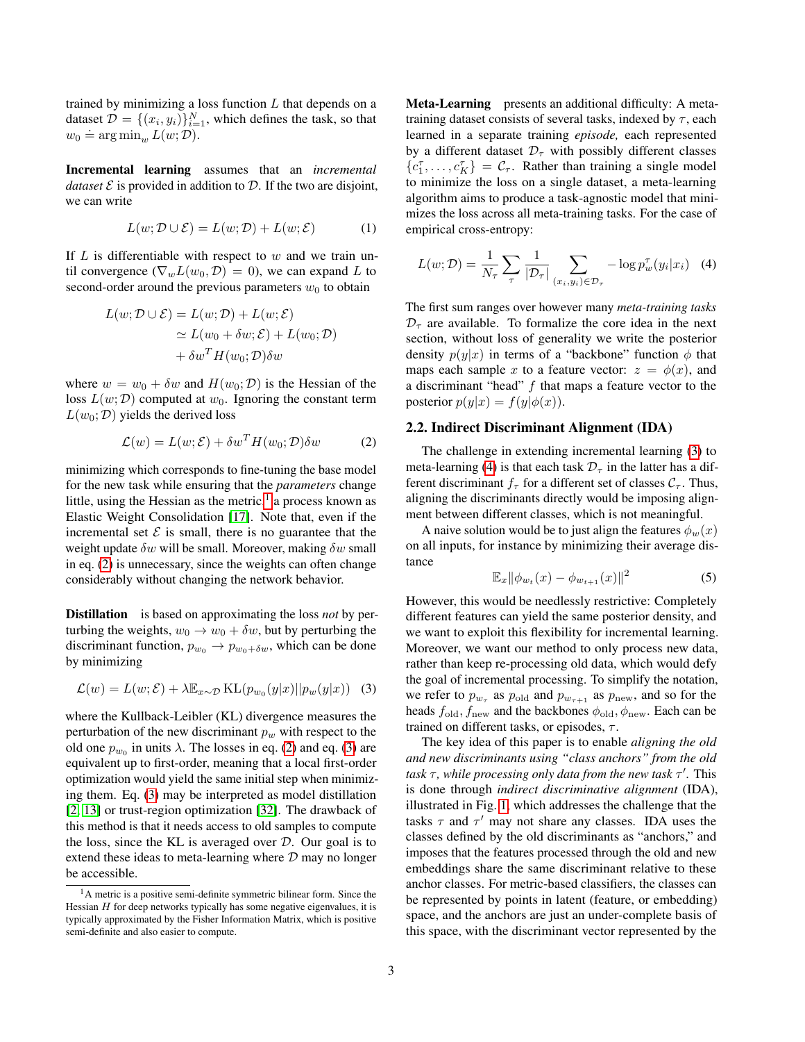trained by minimizing a loss function $L$ that depends on a dataset $\mathcal{D} = \{(x_i, y_i)\}_{i=1}^N$, which defines the task, so that $w_0 \doteq \arg\min_w L(w; \mathcal{D})$.

**Incremental learning** assumes that an *incremental dataset* $\mathcal{E}$ is provided in addition to $\mathcal{D}$. If the two are disjoint, we can write

$$L(w; \mathcal{D} \cup \mathcal{E}) = L(w; \mathcal{D}) + L(w; \mathcal{E}) \tag{1}$$

If $L$ is differentiable with respect to $w$ and we train until convergence ($\nabla_w L(w_0, \mathcal{D}) = 0$), we can expand $L$ to second-order around the previous parameters $w_0$ to obtain

$$\begin{aligned} L(w; \mathcal{D} \cup \mathcal{E}) &= L(w; \mathcal{D}) + L(w; \mathcal{E}) \\ &\simeq L(w_0 + \delta w; \mathcal{E}) + L(w_0; \mathcal{D}) \\ &\quad + \delta w^T H(w_0; \mathcal{D}) \delta w \end{aligned}$$

where $w = w_0 + \delta w$ and $H(w_0; \mathcal{D})$ is the Hessian of the loss $L(w; \mathcal{D})$ computed at $w_0$. Ignoring the constant term $L(w_0; \mathcal{D})$ yields the derived loss

$$\mathcal{L}(w) = L(w; \mathcal{E}) + \delta w^T H(w_0; \mathcal{D}) \delta w \tag{2}$$

minimizing which corresponds to fine-tuning the base model for the new task while ensuring that the *parameters* change little, using the Hessian as the metric,[1] a process known as Elastic Weight Consolidation [17]. Note that, even if the incremental set $\mathcal{E}$ is small, there is no guarantee that the weight update $\delta w$ will be small. Moreover, making $\delta w$ small in eq. (2) is unnecessary, since the weights can often change considerably without changing the network behavior.

**Distillation** is based on approximating the loss *not* by perturbing the weights, $w_0 \to w_0 + \delta w$, but by perturbing the discriminant function, $p_{w_0} \to p_{w_0 + \delta w}$, which can be done by minimizing

$$\mathcal{L}(w) = L(w; \mathcal{E}) + \lambda \mathbb{E}_{x \sim \mathcal{D}} \operatorname{KL}(p_{w_0}(y|x) || p_w(y|x)) \tag{3}$$

where the Kullback-Leibler (KL) divergence measures the perturbation of the new discriminant $p_w$ with respect to the old one $p_{w_0}$ in units $\lambda$. The losses in eq. (2) and eq. (3) are equivalent up to first-order, meaning that a local first-order optimization would yield the same initial step when minimizing them. Eq. (3) may be interpreted as model distillation [2, 13] or trust-region optimization [32]. The drawback of this method is that it needs access to old samples to compute the loss, since the KL is averaged over $\mathcal{D}$. Our goal is to extend these ideas to meta-learning where $\mathcal{D}$ may no longer be accessible.

[1] A metric is a positive semi-definite symmetric bilinear form. Since the Hessian $H$ for deep networks typically has some negative eigenvalues, it is typically approximated by the Fisher Information Matrix, which is positive semi-definite and also easier to compute.

**Meta-Learning** presents an additional difficulty: A meta-training dataset consists of several tasks, indexed by $\tau$, each learned in a separate training *episode,* each represented by a different dataset $\mathcal{D}_\tau$ with possibly different classes $\{c_1^\tau, \dots, c_K^\tau\} = \mathcal{C}_\tau$. Rather than training a single model to minimize the loss on a single dataset, a meta-learning algorithm aims to produce a task-agnostic model that minimizes the loss across all meta-training tasks. For the case of empirical cross-entropy:

$$L(w; \mathcal{D}) = \frac{1}{N_\tau} \sum_\tau \frac{1}{|\mathcal{D}_\tau|} \sum_{(x_i, y_i) \in \mathcal{D}_\tau} -\log p_w^\tau(y_i | x_i) \tag{4}$$

The first sum ranges over however many *meta-training tasks* $\mathcal{D}_\tau$ are available. To formalize the core idea in the next section, without loss of generality we write the posterior density $p(y|x)$ in terms of a "backbone" function $\phi$ that maps each sample $x$ to a feature vector: $z = \phi(x)$, and a discriminant "head" $f$ that maps a feature vector to the posterior $p(y|x) = f(y|\phi(x))$.

## 2.2. Indirect Discriminant Alignment (IDA)

The challenge in extending incremental learning (3) to meta-learning (4) is that each task $\mathcal{D}_\tau$ in the latter has a different discriminant $f_\tau$ for a different set of classes $\mathcal{C}_\tau$. Thus, aligning the discriminants directly would be imposing alignment between different classes, which is not meaningful.

A naive solution would be to just align the features $\phi_w(x)$ on all inputs, for instance by minimizing their average distance

$$\mathbb{E}_x \|\phi_{w_t}(x) - \phi_{w_{t+1}}(x)\|^2 \tag{5}$$

However, this would be needlessly restrictive: Completely different features can yield the same posterior density, and we want to exploit this flexibility for incremental learning. Moreover, we want our method to only process new data, rather than keep re-processing old data, which would defy the goal of incremental processing. To simplify the notation, we refer to $p_{w_\tau}$ as $p_{\text{old}}$ and $p_{w_{\tau+1}}$ as $p_{\text{new}}$, and so for the heads $f_{\text{old}}, f_{\text{new}}$ and the backbones $\phi_{\text{old}}, \phi_{\text{new}}$. Each can be trained on different tasks, or episodes, $\tau$.

The key idea of this paper is to enable *aligning the old and new discriminants using "class anchors" from the old task $\tau$, while processing only data from the new task $\tau'$*. This is done through *indirect discriminative alignment* (IDA), illustrated in Fig. 1, which addresses the challenge that the tasks $\tau$ and $\tau'$ may not share any classes. IDA uses the classes defined by the old discriminants as "anchors," and imposes that the features processed through the old and new embeddings share the same discriminant relative to these anchor classes. For metric-based classifiers, the classes can be represented by points in latent (feature, or embedding) space, and the anchors are just an under-complete basis of this space, with the discriminant vector represented by the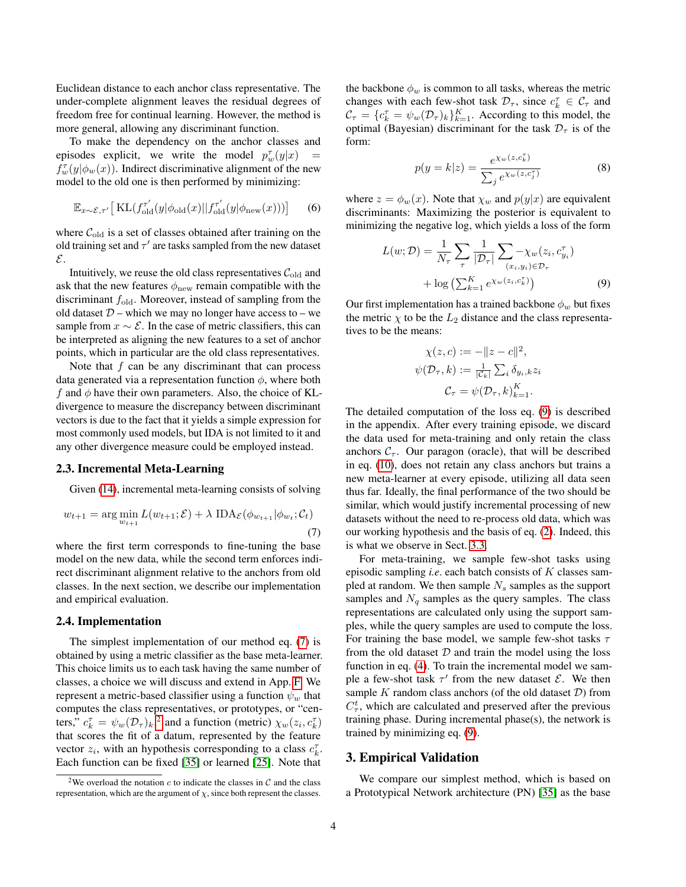Euclidean distance to each anchor class representative. The under-complete alignment leaves the residual degrees of freedom free for continual learning. However, the method is more general, allowing any discriminant function.

To make the dependency on the anchor classes and episodes explicit, we write the model $p_w^\tau(y|x) = f_w^\tau(y|\phi_w(x))$. Indirect discriminative alignment of the new model to the old one is then performed by minimizing:

$$\mathbb{E}_{x\sim\mathcal{E},\tau'}\left[\,\mathrm{KL}(f_{\text{old}}^{\tau'}(y|\phi_{\text{old}}(x)||f_{\text{old}}^{\tau'}(y|\phi_{\text{new}}(x)))\right] \tag{6}$$

where $\mathcal{C}_{\text{old}}$ is a set of classes obtained after training on the old training set and $\tau'$ are tasks sampled from the new dataset $\mathcal{E}$.

Intuitively, we reuse the old class representatives $\mathcal{C}_{\text{old}}$ and ask that the new features $\phi_{\text{new}}$ remain compatible with the discriminant $f_{\text{old}}$. Moreover, instead of sampling from the old dataset $\mathcal{D}$ – which we may no longer have access to – we sample from $x \sim \mathcal{E}$. In the case of metric classifiers, this can be interpreted as aligning the new features to a set of anchor points, which in particular are the old class representatives.

Note that $f$ can be any discriminant that can process data generated via a representation function $\phi$, where both $f$ and $\phi$ have their own parameters. Also, the choice of KL-divergence to measure the discrepancy between discriminant vectors is due to the fact that it yields a simple expression for most commonly used models, but IDA is not limited to it and any other divergence measure could be employed instead.

### 2.3. Incremental Meta-Learning

Given (14), incremental meta-learning consists of solving

$$w_{t+1} = \arg\min_{w_{t+1}} L(w_{t+1};\mathcal{E}) + \lambda\ \mathrm{IDA}_{\mathcal{E}}(\phi_{w_{t+1}}|\phi_{w_t};\mathcal{C}_t) \tag{7}$$

where the first term corresponds to fine-tuning the base model on the new data, while the second term enforces indirect discriminant alignment relative to the anchors from old classes. In the next section, we describe our implementation and empirical evaluation.

### 2.4. Implementation

The simplest implementation of our method eq. (7) is obtained by using a metric classifier as the base meta-learner. This choice limits us to each task having the same number of classes, a choice we will discuss and extend in App. F. We represent a metric-based classifier using a function $\psi_w$ that computes the class representatives, or prototypes, or "centers," $c_k^\tau = \psi_w(\mathcal{D}_\tau)_k$ [2] and a function (metric) $\chi_w(z_i, c_k^\tau)$ that scores the fit of a datum, represented by the feature vector $z_i$, with an hypothesis corresponding to a class $c_k^\tau$. Each function can be fixed [35] or learned [25]. Note that the backbone $\phi_w$ is common to all tasks, whereas the metric changes with each few-shot task $\mathcal{D}_\tau$, since $c_k^\tau \in \mathcal{C}_\tau$ and $\mathcal{C}_\tau = \{c_k^\tau = \psi_w(\mathcal{D}_\tau)_k\}_{k=1}^K$. According to this model, the optimal (Bayesian) discriminant for the task $\mathcal{D}_\tau$ is of the form:

$$p(y=k|z) = \frac{e^{\chi_w(z,c_k^\tau)}}{\sum_j e^{\chi_w(z,c_j^\tau)}} \tag{8}$$

where $z = \phi_w(x)$. Note that $\chi_w$ and $p(y|x)$ are equivalent discriminants: Maximizing the posterior is equivalent to minimizing the negative log, which yields a loss of the form

$$L(w;\mathcal{D}) = \frac{1}{N_\tau}\sum_\tau \frac{1}{|\mathcal{D}_\tau|}\sum_{(x_i,y_i)\in\mathcal{D}_\tau} -\chi_w(z_i, c_{y_i}^\tau) + \log\left(\textstyle\sum_{k=1}^K e^{\chi_w(z_i,c_k^\tau)}\right) \tag{9}$$

Our first implementation has a trained backbone $\phi_w$ but fixes the metric $\chi$ to be the $L_2$ distance and the class representatives to be the means:

$$\chi(z,c) := -\|z-c\|^2,$$
$$\psi(\mathcal{D}_\tau,k) := \tfrac{1}{|\mathcal{C}_k|}\textstyle\sum_i \delta_{y_i,k} z_i$$
$$\mathcal{C}_\tau = \psi(\mathcal{D}_\tau,k)_{k=1}^K.$$

The detailed computation of the loss eq. (9) is described in the appendix. After every training episode, we discard the data used for meta-training and only retain the class anchors $\mathcal{C}_\tau$. Our paragon (oracle), that will be described in eq. (10), does not retain any class anchors but trains a new meta-learner at every episode, utilizing all data seen thus far. Ideally, the final performance of the two should be similar, which would justify incremental processing of new datasets without the need to re-process old data, which was our working hypothesis and the basis of eq. (2). Indeed, this is what we observe in Sect. 3.3.

For meta-training, we sample few-shot tasks using episodic sampling *i.e.* each batch consists of $K$ classes sampled at random. We then sample $N_s$ samples as the support samples and $N_q$ samples as the query samples. The class representations are calculated only using the support samples, while the query samples are used to compute the loss. For training the base model, we sample few-shot tasks $\tau$ from the old dataset $\mathcal{D}$ and train the model using the loss function in eq. (4). To train the incremental model we sample a few-shot task $\tau'$ from the new dataset $\mathcal{E}$. We then sample $K$ random class anchors (of the old dataset $\mathcal{D}$) from $C_\tau^t$, which are calculated and preserved after the previous training phase. During incremental phase(s), the network is trained by minimizing eq. (9).

## 3. Empirical Validation

We compare our simplest method, which is based on a Prototypical Network architecture (PN) [35] as the base

[2] We overload the notation $c$ to indicate the classes in $\mathcal{C}$ and the class representation, which are the argument of $\chi$, since both represent the classes.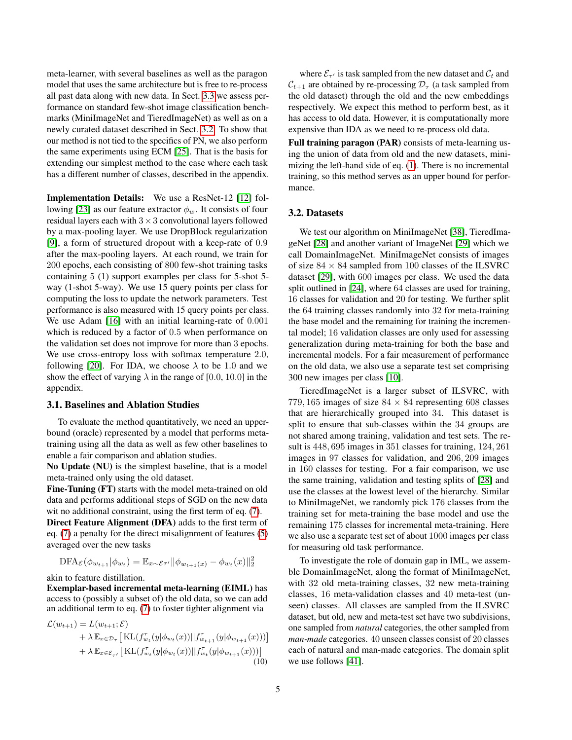meta-learner, with several baselines as well as the paragon model that uses the same architecture but is free to re-process all past data along with new data. In Sect. 3.3 we assess performance on standard few-shot image classification benchmarks (MiniImageNet and TieredImageNet) as well as on a newly curated dataset described in Sect. 3.2. To show that our method is not tied to the specifics of PN, we also perform the same experiments using ECM [25]. That is the basis for extending our simplest method to the case where each task has a different number of classes, described in the appendix.

**Implementation Details:** We use a ResNet-12 [12] following [23] as our feature extractor $\phi_w$. It consists of four residual layers each with $3 \times 3$ convolutional layers followed by a max-pooling layer. We use DropBlock regularization [9], a form of structured dropout with a keep-rate of 0.9 after the max-pooling layers. At each round, we train for 200 epochs, each consisting of 800 few-shot training tasks containing 5 (1) support examples per class for 5-shot 5-way (1-shot 5-way). We use 15 query points per class for computing the loss to update the network parameters. Test performance is also measured with 15 query points per class. We use Adam [16] with an initial learning-rate of 0.001 which is reduced by a factor of 0.5 when performance on the validation set does not improve for more than 3 epochs. We use cross-entropy loss with softmax temperature 2.0, following [20]. For IDA, we choose $\lambda$ to be 1.0 and we show the effect of varying $\lambda$ in the range of [0.0, 10.0] in the appendix.

### 3.1. Baselines and Ablation Studies

To evaluate the method quantitatively, we need an upper-bound (oracle) represented by a model that performs meta-training using all the data as well as few other baselines to enable a fair comparison and ablation studies.

**No Update (NU)** is the simplest baseline, that is a model meta-trained only using the old dataset.

**Fine-Tuning (FT)** starts with the model meta-trained on old data and performs additional steps of SGD on the new data wit no additional constraint, using the first term of eq. (7).

**Direct Feature Alignment (DFA)** adds to the first term of eq. (7) a penalty for the direct misalignment of features (5) averaged over the new tasks

$$\text{DFA}_{\mathcal{E}}(\phi_{w_{t+1}}|\phi_{w_t}) = \mathbb{E}_{x \sim \mathcal{E}_{\mathcal{T}'}} \|\phi_{w_{t+1}(x)} - \phi_{w_t}(x)\|_2^2$$

akin to feature distillation.

**Exemplar-based incremental meta-learning (EIML)** has access to (possibly a subset of) the old data, so we can add an additional term to eq. (7) to foster tighter alignment via

$$\begin{aligned}
\mathcal{L}(w_{t+1}) = & \, L(w_{t+1}; \mathcal{E}) \\
& + \lambda \, \mathbb{E}_{x \in \mathcal{D}_\tau} \left[ \text{KL}(f^{\tau}_{w_t}(y|\phi_{w_t}(x)) || f^{\tau}_{w_{t+1}}(y|\phi_{w_{t+1}}(x))) \right] \\
& + \lambda \, \mathbb{E}_{x \in \mathcal{E}_{\tau'}} \left[ \text{KL}(f^{\tau}_{w_t}(y|\phi_{w_t}(x)) || f^{\tau}_{w_t}(y|\phi_{w_{t+1}}(x))) \right]
\end{aligned} \quad (10)$$

where $\mathcal{E}_{\tau'}$ is task sampled from the new dataset and $\mathcal{C}_t$ and $\mathcal{C}_{t+1}$ are obtained by re-processing $\mathcal{D}_\tau$ (a task sampled from the old dataset) through the old and the new embeddings respectively. We expect this method to perform best, as it has access to old data. However, it is computationally more expensive than IDA as we need to re-process old data.

**Full training paragon (PAR)** consists of meta-learning using the union of data from old and the new datasets, minimizing the left-hand side of eq. (1). There is no incremental training, so this method serves as an upper bound for performance.

### 3.2. Datasets

We test our algorithm on MiniImageNet [38], TieredImageNet [28] and another variant of ImageNet [29] which we call DomainImageNet. MiniImageNet consists of images of size $84 \times 84$ sampled from 100 classes of the ILSVRC dataset [29], with 600 images per class. We used the data split outlined in [24], where 64 classes are used for training, 16 classes for validation and 20 for testing. We further split the 64 training classes randomly into 32 for meta-training the base model and the remaining for training the incremental model; 16 validation classes are only used for assessing generalization during meta-training for both the base and incremental models. For a fair measurement of performance on the old data, we also use a separate test set comprising 300 new images per class [10].

TieredImageNet is a larger subset of ILSVRC, with 779,165 images of size $84 \times 84$ representing 608 classes that are hierarchically grouped into 34. This dataset is split to ensure that sub-classes within the 34 groups are not shared among training, validation and test sets. The result is 448,695 images in 351 classes for training, 124,261 images in 97 classes for validation, and 206,209 images in 160 classes for testing. For a fair comparison, we use the same training, validation and testing splits of [28] and use the classes at the lowest level of the hierarchy. Similar to MiniImageNet, we randomly pick 176 classes from the training set for meta-training the base model and use the remaining 175 classes for incremental meta-training. Here we also use a separate test set of about 1000 images per class for measuring old task performance.

To investigate the role of domain gap in IML, we assemble DomainImageNet, along the format of MiniImageNet, with 32 old meta-training classes, 32 new meta-training classes, 16 meta-validation classes and 40 meta-test (unseen) classes. All classes are sampled from the ILSVRC dataset, but old, new and meta-test set have two subdivisions, one sampled from *natural* categories, the other sampled from *man-made* categories. 40 unseen classes consist of 20 classes each of natural and man-made categories. The domain split we use follows [41].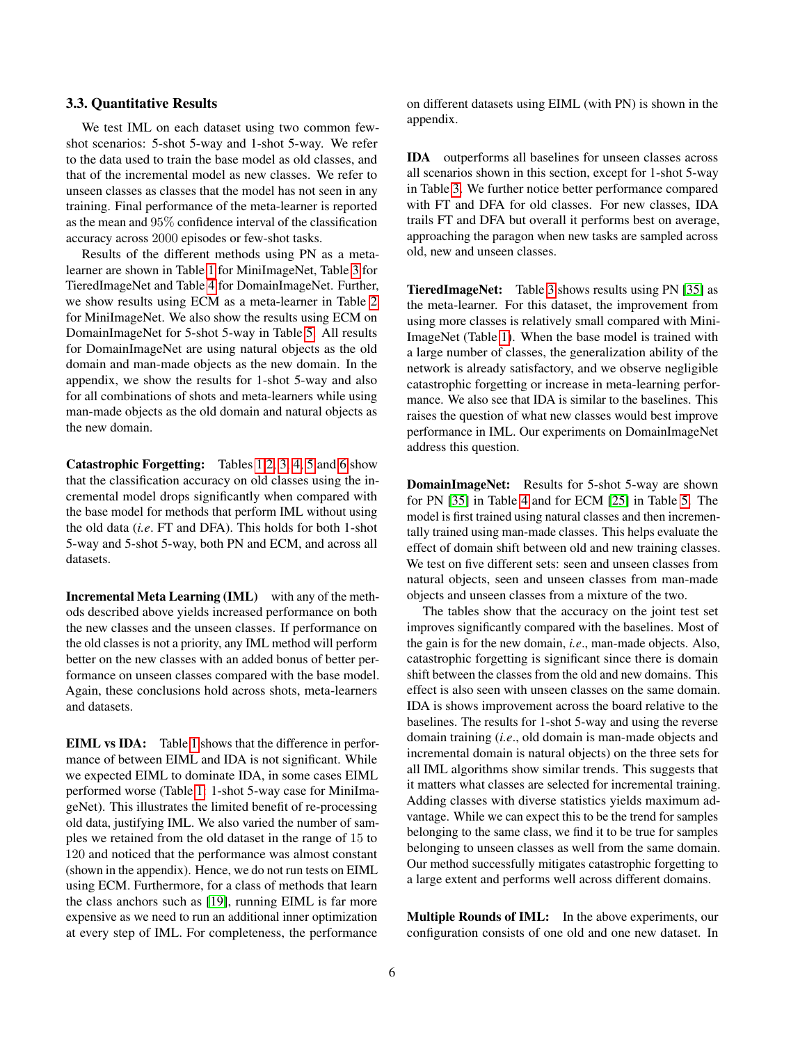### 3.3. Quantitative Results

We test IML on each dataset using two common few-shot scenarios: 5-shot 5-way and 1-shot 5-way. We refer to the data used to train the base model as old classes, and that of the incremental model as new classes. We refer to unseen classes as classes that the model has not seen in any training. Final performance of the meta-learner is reported as the mean and 95% confidence interval of the classification accuracy across 2000 episodes or few-shot tasks.

Results of the different methods using PN as a meta-learner are shown in Table 1 for MiniImageNet, Table 3 for TieredImageNet and Table 4 for DomainImageNet. Further, we show results using ECM as a meta-learner in Table 2 for MiniImageNet. We also show the results using ECM on DomainImageNet for 5-shot 5-way in Table 5. All results for DomainImageNet are using natural objects as the old domain and man-made objects as the new domain. In the appendix, we show the results for 1-shot 5-way and also for all combinations of shots and meta-learners while using man-made objects as the old domain and natural objects as the new domain.

**Catastrophic Forgetting:** Tables 1,2, 3, 4, 5 and 6 show that the classification accuracy on old classes using the incremental model drops significantly when compared with the base model for methods that perform IML without using the old data (*i.e*. FT and DFA). This holds for both 1-shot 5-way and 5-shot 5-way, both PN and ECM, and across all datasets.

**Incremental Meta Learning (IML)** with any of the methods described above yields increased performance on both the new classes and the unseen classes. If performance on the old classes is not a priority, any IML method will perform better on the new classes with an added bonus of better performance on unseen classes compared with the base model. Again, these conclusions hold across shots, meta-learners and datasets.

**EIML vs IDA:** Table 1 shows that the difference in performance of between EIML and IDA is not significant. While we expected EIML to dominate IDA, in some cases EIML performed worse (Table 1: 1-shot 5-way case for MiniImageNet). This illustrates the limited benefit of re-processing old data, justifying IML. We also varied the number of samples we retained from the old dataset in the range of 15 to 120 and noticed that the performance was almost constant (shown in the appendix). Hence, we do not run tests on EIML using ECM. Furthermore, for a class of methods that learn the class anchors such as [19], running EIML is far more expensive as we need to run an additional inner optimization at every step of IML. For completeness, the performance on different datasets using EIML (with PN) is shown in the appendix.

**IDA** outperforms all baselines for unseen classes across all scenarios shown in this section, except for 1-shot 5-way in Table 3. We further notice better performance compared with FT and DFA for old classes. For new classes, IDA trails FT and DFA but overall it performs best on average, approaching the paragon when new tasks are sampled across old, new and unseen classes.

**TieredImageNet:** Table 3 shows results using PN [35] as the meta-learner. For this dataset, the improvement from using more classes is relatively small compared with MiniImageNet (Table 1). When the base model is trained with a large number of classes, the generalization ability of the network is already satisfactory, and we observe negligible catastrophic forgetting or increase in meta-learning performance. We also see that IDA is similar to the baselines. This raises the question of what new classes would best improve performance in IML. Our experiments on DomainImageNet address this question.

**DomainImageNet:** Results for 5-shot 5-way are shown for PN [35] in Table 4 and for ECM [25] in Table 5. The model is first trained using natural classes and then incrementally trained using man-made classes. This helps evaluate the effect of domain shift between old and new training classes. We test on five different sets: seen and unseen classes from natural objects, seen and unseen classes from man-made objects and unseen classes from a mixture of the two.

The tables show that the accuracy on the joint test set improves significantly compared with the baselines. Most of the gain is for the new domain, *i.e*., man-made objects. Also, catastrophic forgetting is significant since there is domain shift between the classes from the old and new domains. This effect is also seen with unseen classes on the same domain. IDA is shows improvement across the board relative to the baselines. The results for 1-shot 5-way and using the reverse domain training (*i.e*., old domain is man-made objects and incremental domain is natural objects) on the three sets for all IML algorithms show similar trends. This suggests that it matters what classes are selected for incremental training. Adding classes with diverse statistics yields maximum advantage. While we can expect this to be the trend for samples belonging to the same class, we find it to be true for samples belonging to unseen classes as well from the same domain. Our method successfully mitigates catastrophic forgetting to a large extent and performs well across different domains.

**Multiple Rounds of IML:** In the above experiments, our configuration consists of one old and one new dataset. In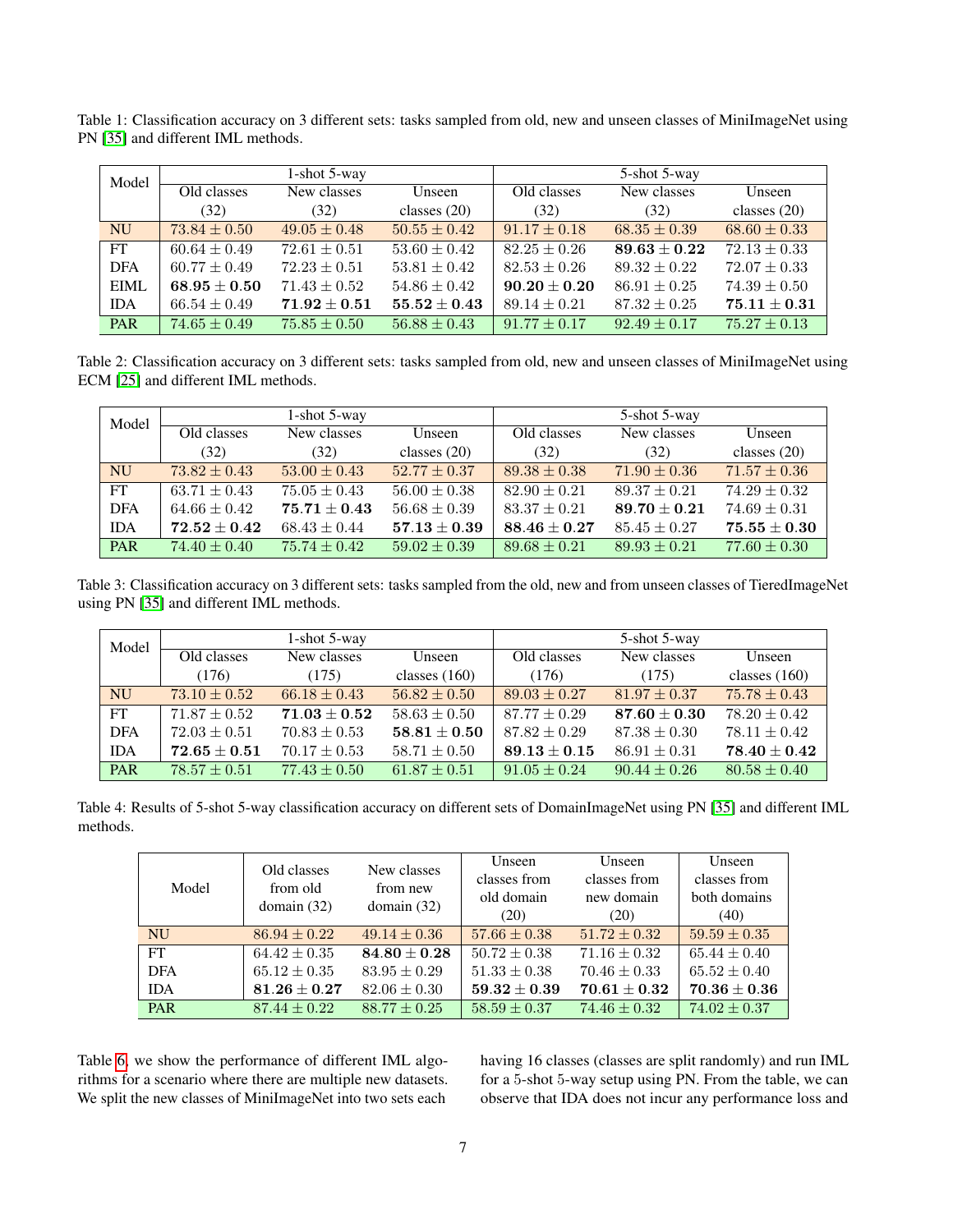Table 1: Classification accuracy on 3 different sets: tasks sampled from old, new and unseen classes of MiniImageNet using PN [35] and different IML methods.

| Model | 1-shot 5-way | | | 5-shot 5-way | | |
|---|---|---|---|---|---|---|
| | Old classes (32) | New classes (32) | Unseen classes (20) | Old classes (32) | New classes (32) | Unseen classes (20) |
| NU | $73.84 \pm 0.50$ | $49.05 \pm 0.48$ | $50.55 \pm 0.42$ | $91.17 \pm 0.18$ | $68.35 \pm 0.39$ | $68.60 \pm 0.33$ |
| FT | $60.64 \pm 0.49$ | $72.61 \pm 0.51$ | $53.60 \pm 0.42$ | $82.25 \pm 0.26$ | $\mathbf{89.63 \pm 0.22}$ | $72.13 \pm 0.33$ |
| DFA | $60.77 \pm 0.49$ | $72.23 \pm 0.51$ | $53.81 \pm 0.42$ | $82.53 \pm 0.26$ | $89.32 \pm 0.22$ | $72.07 \pm 0.33$ |
| EIML | $\mathbf{68.95 \pm 0.50}$ | $71.43 \pm 0.52$ | $54.86 \pm 0.42$ | $\mathbf{90.20 \pm 0.20}$ | $86.91 \pm 0.25$ | $74.39 \pm 0.50$ |
| IDA | $66.54 \pm 0.49$ | $\mathbf{71.92 \pm 0.51}$ | $\mathbf{55.52 \pm 0.43}$ | $89.14 \pm 0.21$ | $87.32 \pm 0.25$ | $\mathbf{75.11 \pm 0.31}$ |
| PAR | $74.65 \pm 0.49$ | $75.85 \pm 0.50$ | $56.88 \pm 0.43$ | $91.77 \pm 0.17$ | $92.49 \pm 0.17$ | $75.27 \pm 0.13$ |

Table 2: Classification accuracy on 3 different sets: tasks sampled from old, new and unseen classes of MiniImageNet using ECM [25] and different IML methods.

| Model | 1-shot 5-way | | | 5-shot 5-way | | |
|---|---|---|---|---|---|---|
| | Old classes (32) | New classes (32) | Unseen classes (20) | Old classes (32) | New classes (32) | Unseen classes (20) |
| NU | $73.82 \pm 0.43$ | $53.00 \pm 0.43$ | $52.77 \pm 0.37$ | $89.38 \pm 0.38$ | $71.90 \pm 0.36$ | $71.57 \pm 0.36$ |
| FT | $63.71 \pm 0.43$ | $75.05 \pm 0.43$ | $56.00 \pm 0.38$ | $82.90 \pm 0.21$ | $89.37 \pm 0.21$ | $74.29 \pm 0.32$ |
| DFA | $64.66 \pm 0.42$ | $\mathbf{75.71 \pm 0.43}$ | $56.68 \pm 0.39$ | $83.37 \pm 0.21$ | $\mathbf{89.70 \pm 0.21}$ | $74.69 \pm 0.31$ |
| IDA | $\mathbf{72.52 \pm 0.42}$ | $68.43 \pm 0.44$ | $\mathbf{57.13 \pm 0.39}$ | $\mathbf{88.46 \pm 0.27}$ | $85.45 \pm 0.27$ | $\mathbf{75.55 \pm 0.30}$ |
| PAR | $74.40 \pm 0.40$ | $75.74 \pm 0.42$ | $59.02 \pm 0.39$ | $89.68 \pm 0.21$ | $89.93 \pm 0.21$ | $77.60 \pm 0.30$ |

Table 3: Classification accuracy on 3 different sets: tasks sampled from the old, new and from unseen classes of TieredImageNet using PN [35] and different IML methods.

| Model | 1-shot 5-way | | | 5-shot 5-way | | |
|---|---|---|---|---|---|---|
| | Old classes (176) | New classes (175) | Unseen classes (160) | Old classes (176) | New classes (175) | Unseen classes (160) |
| NU | $73.10 \pm 0.52$ | $66.18 \pm 0.43$ | $56.82 \pm 0.50$ | $89.03 \pm 0.27$ | $81.97 \pm 0.37$ | $75.78 \pm 0.43$ |
| FT | $71.87 \pm 0.52$ | $\mathbf{71.03 \pm 0.52}$ | $58.63 \pm 0.50$ | $87.77 \pm 0.29$ | $\mathbf{87.60 \pm 0.30}$ | $78.20 \pm 0.42$ |
| DFA | $72.03 \pm 0.51$ | $70.83 \pm 0.53$ | $\mathbf{58.81 \pm 0.50}$ | $87.82 \pm 0.29$ | $87.38 \pm 0.30$ | $78.11 \pm 0.42$ |
| IDA | $\mathbf{72.65 \pm 0.51}$ | $70.17 \pm 0.53$ | $58.71 \pm 0.50$ | $\mathbf{89.13 \pm 0.15}$ | $86.91 \pm 0.31$ | $\mathbf{78.40 \pm 0.42}$ |
| PAR | $78.57 \pm 0.51$ | $77.43 \pm 0.50$ | $61.87 \pm 0.51$ | $91.05 \pm 0.24$ | $90.44 \pm 0.26$ | $80.58 \pm 0.40$ |

Table 4: Results of 5-shot 5-way classification accuracy on different sets of DomainImageNet using PN [35] and different IML methods.

| Model | Old classes from old domain (32) | New classes from new domain (32) | Unseen classes from old domain (20) | Unseen classes from new domain (20) | Unseen classes from both domains (40) |
|---|---|---|---|---|---|
| NU | $86.94 \pm 0.22$ | $49.14 \pm 0.36$ | $57.66 \pm 0.38$ | $51.72 \pm 0.32$ | $59.59 \pm 0.35$ |
| FT | $64.42 \pm 0.35$ | $\mathbf{84.80 \pm 0.28}$ | $50.72 \pm 0.38$ | $71.16 \pm 0.32$ | $65.44 \pm 0.40$ |
| DFA | $65.12 \pm 0.35$ | $83.95 \pm 0.29$ | $51.33 \pm 0.38$ | $70.46 \pm 0.33$ | $65.52 \pm 0.40$ |
| IDA | $\mathbf{81.26 \pm 0.27}$ | $82.06 \pm 0.30$ | $\mathbf{59.32 \pm 0.39}$ | $\mathbf{70.61 \pm 0.32}$ | $\mathbf{70.36 \pm 0.36}$ |
| PAR | $87.44 \pm 0.22$ | $88.77 \pm 0.25$ | $58.59 \pm 0.37$ | $74.46 \pm 0.32$ | $74.02 \pm 0.37$ |

Table 6, we show the performance of different IML algorithms for a scenario where there are multiple new datasets. We split the new classes of MiniImageNet into two sets each having 16 classes (classes are split randomly) and run IML for a 5-shot 5-way setup using PN. From the table, we can observe that IDA does not incur any performance loss and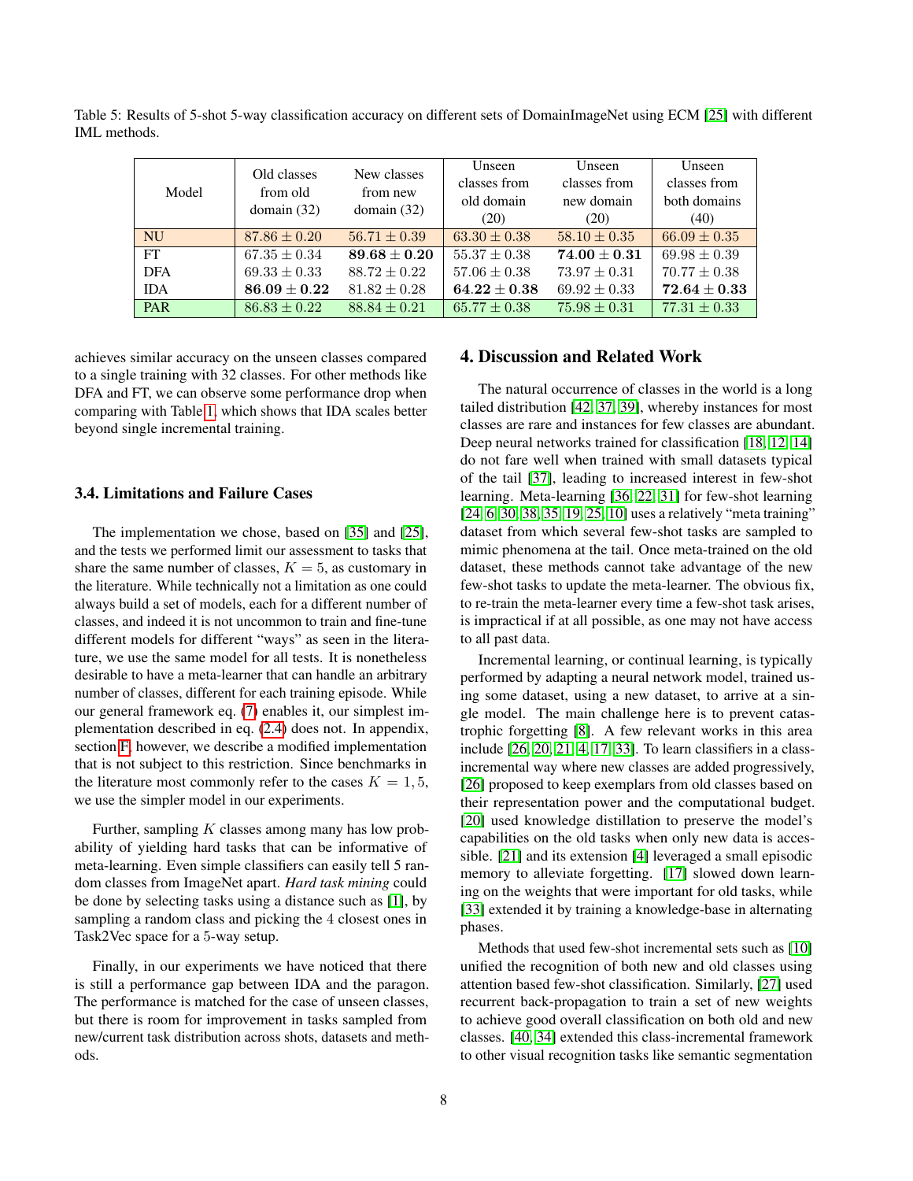Table 5: Results of 5-shot 5-way classification accuracy on different sets of DomainImageNet using ECM [25] with different IML methods.

| Model | Old classes from old domain (32) | New classes from new domain (32) | Unseen classes from old domain (20) | Unseen classes from new domain (20) | Unseen classes from both domains (40) |
|---|---|---|---|---|---|
| NU | $87.86 \pm 0.20$ | $56.71 \pm 0.39$ | $63.30 \pm 0.38$ | $58.10 \pm 0.35$ | $66.09 \pm 0.35$ |
| FT | $67.35 \pm 0.34$ | $\mathbf{89.68 \pm 0.20}$ | $55.37 \pm 0.38$ | $\mathbf{74.00 \pm 0.31}$ | $69.98 \pm 0.39$ |
| DFA | $69.33 \pm 0.33$ | $88.72 \pm 0.22$ | $57.06 \pm 0.38$ | $73.97 \pm 0.31$ | $70.77 \pm 0.38$ |
| IDA | $\mathbf{86.09 \pm 0.22}$ | $81.82 \pm 0.28$ | $\mathbf{64.22 \pm 0.38}$ | $69.92 \pm 0.33$ | $\mathbf{72.64 \pm 0.33}$ |
| PAR | $86.83 \pm 0.22$ | $88.84 \pm 0.21$ | $65.77 \pm 0.38$ | $75.98 \pm 0.31$ | $77.31 \pm 0.33$ |

achieves similar accuracy on the unseen classes compared to a single training with 32 classes. For other methods like DFA and FT, we can observe some performance drop when comparing with Table 1, which shows that IDA scales better beyond single incremental training.

### 3.4. Limitations and Failure Cases

The implementation we chose, based on [35] and [25], and the tests we performed limit our assessment to tasks that share the same number of classes, $K = 5$, as customary in the literature. While technically not a limitation as one could always build a set of models, each for a different number of classes, and indeed it is not uncommon to train and fine-tune different models for different "ways" as seen in the literature, we use the same model for all tests. It is nonetheless desirable to have a meta-learner that can handle an arbitrary number of classes, different for each training episode. While our general framework eq. (7) enables it, our simplest implementation described in eq. (2.4) does not. In appendix, section F, however, we describe a modified implementation that is not subject to this restriction. Since benchmarks in the literature most commonly refer to the cases $K = 1, 5$, we use the simpler model in our experiments.

Further, sampling $K$ classes among many has low probability of yielding hard tasks that can be informative of meta-learning. Even simple classifiers can easily tell 5 random classes from ImageNet apart. *Hard task mining* could be done by selecting tasks using a distance such as [1], by sampling a random class and picking the 4 closest ones in Task2Vec space for a 5-way setup.

Finally, in our experiments we have noticed that there is still a performance gap between IDA and the paragon. The performance is matched for the case of unseen classes, but there is room for improvement in tasks sampled from new/current task distribution across shots, datasets and methods.

## 4. Discussion and Related Work

The natural occurrence of classes in the world is a long tailed distribution [42, 37, 39], whereby instances for most classes are rare and instances for few classes are abundant. Deep neural networks trained for classification [18, 12, 14] do not fare well when trained with small datasets typical of the tail [37], leading to increased interest in few-shot learning. Meta-learning [36, 22, 31] for few-shot learning [24, 6, 30, 38, 35, 19, 25, 10] uses a relatively "meta training" dataset from which several few-shot tasks are sampled to mimic phenomena at the tail. Once meta-trained on the old dataset, these methods cannot take advantage of the new few-shot tasks to update the meta-learner. The obvious fix, to re-train the meta-learner every time a few-shot task arises, is impractical if at all possible, as one may not have access to all past data.

Incremental learning, or continual learning, is typically performed by adapting a neural network model, trained using some dataset, using a new dataset, to arrive at a single model. The main challenge here is to prevent catastrophic forgetting [8]. A few relevant works in this area include [26, 20, 21, 4, 17, 33]. To learn classifiers in a class-incremental way where new classes are added progressively, [26] proposed to keep exemplars from old classes based on their representation power and the computational budget. [20] used knowledge distillation to preserve the model's capabilities on the old tasks when only new data is accessible. [21] and its extension [4] leveraged a small episodic memory to alleviate forgetting. [17] slowed down learning on the weights that were important for old tasks, while [33] extended it by training a knowledge-base in alternating phases.

Methods that used few-shot incremental sets such as [10] unified the recognition of both new and old classes using attention based few-shot classification. Similarly, [27] used recurrent back-propagation to train a set of new weights to achieve good overall classification on both old and new classes. [40, 34] extended this class-incremental framework to other visual recognition tasks like semantic segmentation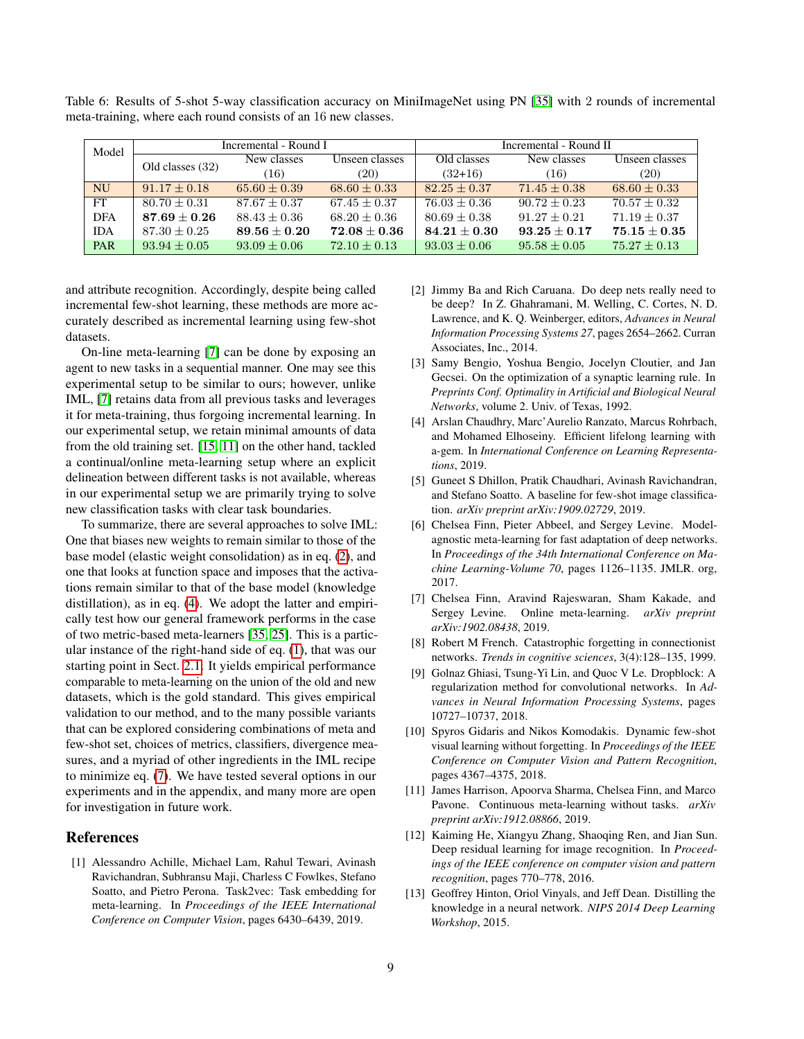Table 6: Results of 5-shot 5-way classification accuracy on MiniImageNet using PN [35] with 2 rounds of incremental meta-training, where each round consists of an 16 new classes.

| Model | Incremental - Round I | | | Incremental - Round II | | |
|---|---|---|---|---|---|---|
| | Old classes (32) | New classes (16) | Unseen classes (20) | Old classes (32+16) | New classes (16) | Unseen classes (20) |
| NU | $91.17 \pm 0.18$ | $65.60 \pm 0.39$ | $68.60 \pm 0.33$ | $82.25 \pm 0.37$ | $71.45 \pm 0.38$ | $68.60 \pm 0.33$ |
| FT | $80.70 \pm 0.31$ | $87.67 \pm 0.37$ | $67.45 \pm 0.37$ | $76.03 \pm 0.36$ | $90.72 \pm 0.23$ | $70.57 \pm 0.32$ |
| DFA | $\mathbf{87.69 \pm 0.26}$ | $88.43 \pm 0.36$ | $68.20 \pm 0.36$ | $80.69 \pm 0.38$ | $91.27 \pm 0.21$ | $71.19 \pm 0.37$ |
| IDA | $87.30 \pm 0.25$ | $\mathbf{89.56 \pm 0.20}$ | $\mathbf{72.08 \pm 0.36}$ | $\mathbf{84.21 \pm 0.30}$ | $\mathbf{93.25 \pm 0.17}$ | $\mathbf{75.15 \pm 0.35}$ |
| PAR | $93.94 \pm 0.05$ | $93.09 \pm 0.06$ | $72.10 \pm 0.13$ | $93.03 \pm 0.06$ | $95.58 \pm 0.05$ | $75.27 \pm 0.13$ |

and attribute recognition. Accordingly, despite being called incremental few-shot learning, these methods are more accurately described as incremental learning using few-shot datasets.

On-line meta-learning [7] can be done by exposing an agent to new tasks in a sequential manner. One may see this experimental setup to be similar to ours; however, unlike IML, [7] retains data from all previous tasks and leverages it for meta-training, thus forgoing incremental learning. In our experimental setup, we retain minimal amounts of data from the old training set. [15, 11] on the other hand, tackled a continual/online meta-learning setup where an explicit delineation between different tasks is not available, whereas in our experimental setup we are primarily trying to solve new classification tasks with clear task boundaries.

To summarize, there are several approaches to solve IML: One that biases new weights to remain similar to those of the base model (elastic weight consolidation) as in eq. (2), and one that looks at function space and imposes that the activations remain similar to that of the base model (knowledge distillation), as in eq. (4). We adopt the latter and empirically test how our general framework performs in the case of two metric-based meta-learners [35, 25]. This is a particular instance of the right-hand side of eq. (1), that was our starting point in Sect. 2.1. It yields empirical performance comparable to meta-learning on the union of the old and new datasets, which is the gold standard. This gives empirical validation to our method, and to the many possible variants that can be explored considering combinations of meta and few-shot set, choices of metrics, classifiers, divergence measures, and a myriad of other ingredients in the IML recipe to minimize eq. (7). We have tested several options in our experiments and in the appendix, and many more are open for investigation in future work.

## References

[1] Alessandro Achille, Michael Lam, Rahul Tewari, Avinash Ravichandran, Subhransu Maji, Charless C Fowlkes, Stefano Soatto, and Pietro Perona. Task2vec: Task embedding for meta-learning. In *Proceedings of the IEEE International Conference on Computer Vision*, pages 6430–6439, 2019.

[2] Jimmy Ba and Rich Caruana. Do deep nets really need to be deep? In Z. Ghahramani, M. Welling, C. Cortes, N. D. Lawrence, and K. Q. Weinberger, editors, *Advances in Neural Information Processing Systems 27*, pages 2654–2662. Curran Associates, Inc., 2014.

[3] Samy Bengio, Yoshua Bengio, Jocelyn Cloutier, and Jan Gecsei. On the optimization of a synaptic learning rule. In *Preprints Conf. Optimality in Artificial and Biological Neural Networks*, volume 2. Univ. of Texas, 1992.

[4] Arslan Chaudhry, Marc'Aurelio Ranzato, Marcus Rohrbach, and Mohamed Elhoseiny. Efficient lifelong learning with a-gem. In *International Conference on Learning Representations*, 2019.

[5] Guneet S Dhillon, Pratik Chaudhari, Avinash Ravichandran, and Stefano Soatto. A baseline for few-shot image classification. *arXiv preprint arXiv:1909.02729*, 2019.

[6] Chelsea Finn, Pieter Abbeel, and Sergey Levine. Model-agnostic meta-learning for fast adaptation of deep networks. In *Proceedings of the 34th International Conference on Machine Learning-Volume 70*, pages 1126–1135. JMLR. org, 2017.

[7] Chelsea Finn, Aravind Rajeswaran, Sham Kakade, and Sergey Levine. Online meta-learning. *arXiv preprint arXiv:1902.08438*, 2019.

[8] Robert M French. Catastrophic forgetting in connectionist networks. *Trends in cognitive sciences*, 3(4):128–135, 1999.

[9] Golnaz Ghiasi, Tsung-Yi Lin, and Quoc V Le. Dropblock: A regularization method for convolutional networks. In *Advances in Neural Information Processing Systems*, pages 10727–10737, 2018.

[10] Spyros Gidaris and Nikos Komodakis. Dynamic few-shot visual learning without forgetting. In *Proceedings of the IEEE Conference on Computer Vision and Pattern Recognition*, pages 4367–4375, 2018.

[11] James Harrison, Apoorva Sharma, Chelsea Finn, and Marco Pavone. Continuous meta-learning without tasks. *arXiv preprint arXiv:1912.08866*, 2019.

[12] Kaiming He, Xiangyu Zhang, Shaoqing Ren, and Jian Sun. Deep residual learning for image recognition. In *Proceedings of the IEEE conference on computer vision and pattern recognition*, pages 770–778, 2016.

[13] Geoffrey Hinton, Oriol Vinyals, and Jeff Dean. Distilling the knowledge in a neural network. *NIPS 2014 Deep Learning Workshop*, 2015.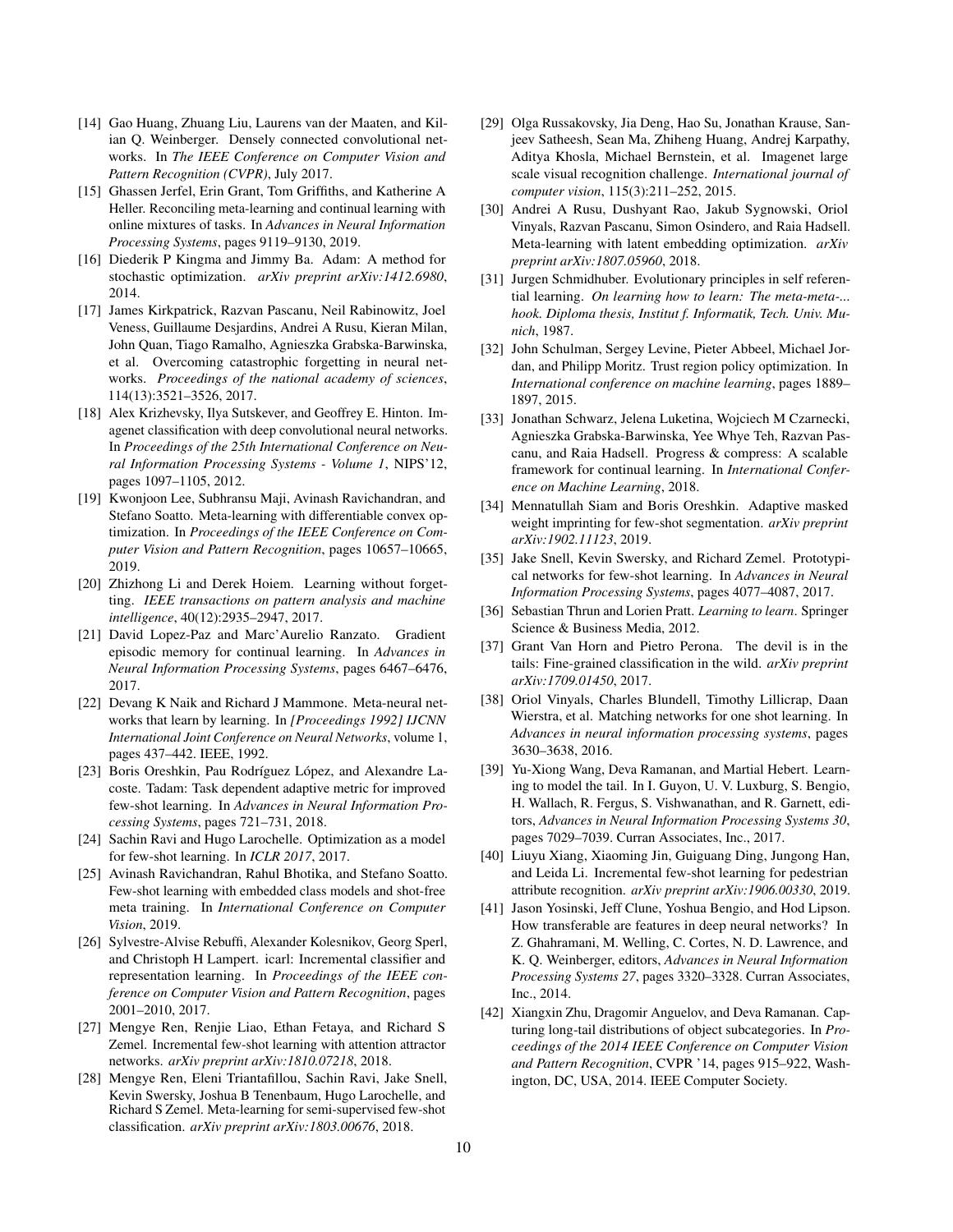[14] Gao Huang, Zhuang Liu, Laurens van der Maaten, and Kilian Q. Weinberger. Densely connected convolutional networks. In *The IEEE Conference on Computer Vision and Pattern Recognition (CVPR)*, July 2017.

[15] Ghassen Jerfel, Erin Grant, Tom Griffiths, and Katherine A Heller. Reconciling meta-learning and continual learning with online mixtures of tasks. In *Advances in Neural Information Processing Systems*, pages 9119–9130, 2019.

[16] Diederik P Kingma and Jimmy Ba. Adam: A method for stochastic optimization. *arXiv preprint arXiv:1412.6980*, 2014.

[17] James Kirkpatrick, Razvan Pascanu, Neil Rabinowitz, Joel Veness, Guillaume Desjardins, Andrei A Rusu, Kieran Milan, John Quan, Tiago Ramalho, Agnieszka Grabska-Barwinska, et al. Overcoming catastrophic forgetting in neural networks. *Proceedings of the national academy of sciences*, 114(13):3521–3526, 2017.

[18] Alex Krizhevsky, Ilya Sutskever, and Geoffrey E. Hinton. Imagenet classification with deep convolutional neural networks. In *Proceedings of the 25th International Conference on Neural Information Processing Systems - Volume 1*, NIPS'12, pages 1097–1105, 2012.

[19] Kwonjoon Lee, Subhransu Maji, Avinash Ravichandran, and Stefano Soatto. Meta-learning with differentiable convex optimization. In *Proceedings of the IEEE Conference on Computer Vision and Pattern Recognition*, pages 10657–10665, 2019.

[20] Zhizhong Li and Derek Hoiem. Learning without forgetting. *IEEE transactions on pattern analysis and machine intelligence*, 40(12):2935–2947, 2017.

[21] David Lopez-Paz and Marc'Aurelio Ranzato. Gradient episodic memory for continual learning. In *Advances in Neural Information Processing Systems*, pages 6467–6476, 2017.

[22] Devang K Naik and Richard J Mammone. Meta-neural networks that learn by learning. In *[Proceedings 1992] IJCNN International Joint Conference on Neural Networks*, volume 1, pages 437–442. IEEE, 1992.

[23] Boris Oreshkin, Pau Rodríguez López, and Alexandre Lacoste. Tadam: Task dependent adaptive metric for improved few-shot learning. In *Advances in Neural Information Processing Systems*, pages 721–731, 2018.

[24] Sachin Ravi and Hugo Larochelle. Optimization as a model for few-shot learning. In *ICLR 2017*, 2017.

[25] Avinash Ravichandran, Rahul Bhotika, and Stefano Soatto. Few-shot learning with embedded class models and shot-free meta training. In *International Conference on Computer Vision*, 2019.

[26] Sylvestre-Alvise Rebuffi, Alexander Kolesnikov, Georg Sperl, and Christoph H Lampert. icarl: Incremental classifier and representation learning. In *Proceedings of the IEEE conference on Computer Vision and Pattern Recognition*, pages 2001–2010, 2017.

[27] Mengye Ren, Renjie Liao, Ethan Fetaya, and Richard S Zemel. Incremental few-shot learning with attention attractor networks. *arXiv preprint arXiv:1810.07218*, 2018.

[28] Mengye Ren, Eleni Triantafillou, Sachin Ravi, Jake Snell, Kevin Swersky, Joshua B Tenenbaum, Hugo Larochelle, and Richard S Zemel. Meta-learning for semi-supervised few-shot classification. *arXiv preprint arXiv:1803.00676*, 2018.

[29] Olga Russakovsky, Jia Deng, Hao Su, Jonathan Krause, Sanjeev Satheesh, Sean Ma, Zhiheng Huang, Andrej Karpathy, Aditya Khosla, Michael Bernstein, et al. Imagenet large scale visual recognition challenge. *International journal of computer vision*, 115(3):211–252, 2015.

[30] Andrei A Rusu, Dushyant Rao, Jakub Sygnowski, Oriol Vinyals, Razvan Pascanu, Simon Osindero, and Raia Hadsell. Meta-learning with latent embedding optimization. *arXiv preprint arXiv:1807.05960*, 2018.

[31] Jurgen Schmidhuber. Evolutionary principles in self referential learning. *On learning how to learn: The meta-meta-... hook. Diploma thesis, Institut f. Informatik, Tech. Univ. Munich*, 1987.

[32] John Schulman, Sergey Levine, Pieter Abbeel, Michael Jordan, and Philipp Moritz. Trust region policy optimization. In *International conference on machine learning*, pages 1889–1897, 2015.

[33] Jonathan Schwarz, Jelena Luketina, Wojciech M Czarnecki, Agnieszka Grabska-Barwinska, Yee Whye Teh, Razvan Pascanu, and Raia Hadsell. Progress & compress: A scalable framework for continual learning. In *International Conference on Machine Learning*, 2018.

[34] Mennatullah Siam and Boris Oreshkin. Adaptive masked weight imprinting for few-shot segmentation. *arXiv preprint arXiv:1902.11123*, 2019.

[35] Jake Snell, Kevin Swersky, and Richard Zemel. Prototypical networks for few-shot learning. In *Advances in Neural Information Processing Systems*, pages 4077–4087, 2017.

[36] Sebastian Thrun and Lorien Pratt. *Learning to learn*. Springer Science & Business Media, 2012.

[37] Grant Van Horn and Pietro Perona. The devil is in the tails: Fine-grained classification in the wild. *arXiv preprint arXiv:1709.01450*, 2017.

[38] Oriol Vinyals, Charles Blundell, Timothy Lillicrap, Daan Wierstra, et al. Matching networks for one shot learning. In *Advances in neural information processing systems*, pages 3630–3638, 2016.

[39] Yu-Xiong Wang, Deva Ramanan, and Martial Hebert. Learning to model the tail. In I. Guyon, U. V. Luxburg, S. Bengio, H. Wallach, R. Fergus, S. Vishwanathan, and R. Garnett, editors, *Advances in Neural Information Processing Systems 30*, pages 7029–7039. Curran Associates, Inc., 2017.

[40] Liuyu Xiang, Xiaoming Jin, Guiguang Ding, Jungong Han, and Leida Li. Incremental few-shot learning for pedestrian attribute recognition. *arXiv preprint arXiv:1906.00330*, 2019.

[41] Jason Yosinski, Jeff Clune, Yoshua Bengio, and Hod Lipson. How transferable are features in deep neural networks? In Z. Ghahramani, M. Welling, C. Cortes, N. D. Lawrence, and K. Q. Weinberger, editors, *Advances in Neural Information Processing Systems 27*, pages 3320–3328. Curran Associates, Inc., 2014.

[42] Xiangxin Zhu, Dragomir Anguelov, and Deva Ramanan. Capturing long-tail distributions of object subcategories. In *Proceedings of the 2014 IEEE Conference on Computer Vision and Pattern Recognition*, CVPR '14, pages 915–922, Washington, DC, USA, 2014. IEEE Computer Society.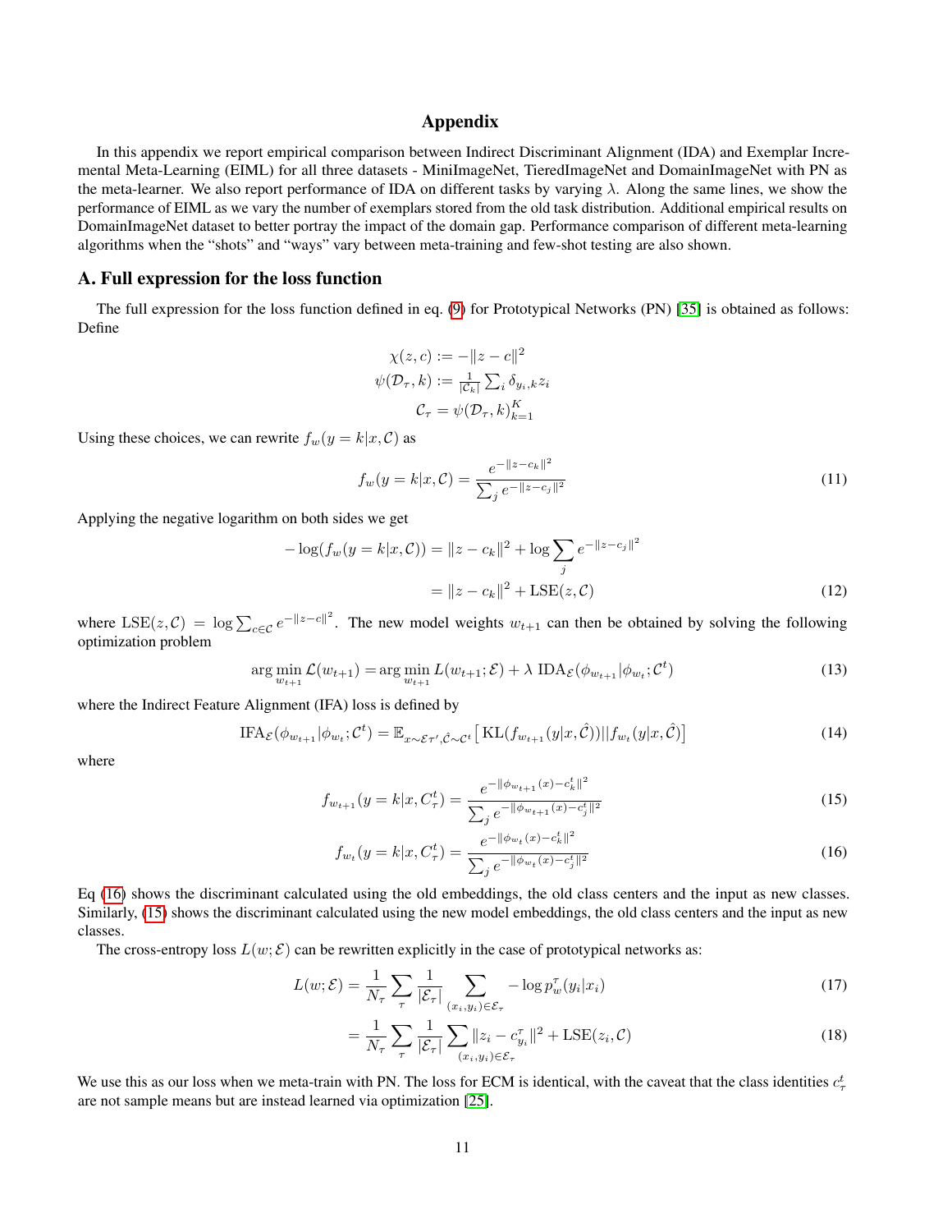# Appendix

In this appendix we report empirical comparison between Indirect Discriminant Alignment (IDA) and Exemplar Incremental Meta-Learning (EIML) for all three datasets - MiniImageNet, TieredImageNet and DomainImageNet with PN as the meta-learner. We also report performance of IDA on different tasks by varying $\lambda$. Along the same lines, we show the performance of EIML as we vary the number of exemplars stored from the old task distribution. Additional empirical results on DomainImageNet dataset to better portray the impact of the domain gap. Performance comparison of different meta-learning algorithms when the "shots" and "ways" vary between meta-training and few-shot testing are also shown.

## A. Full expression for the loss function

The full expression for the loss function defined in eq. (9) for Prototypical Networks (PN) [35] is obtained as follows: Define

$$
\begin{aligned}
\chi(z, c) &:= -\|z - c\|^2 \\
\psi(\mathcal{D}_\tau, k) &:= \tfrac{1}{|\mathcal{C}_k|} \textstyle\sum_i \delta_{y_i,k} z_i \\
\mathcal{C}_\tau &= \psi(\mathcal{D}_\tau, k)_{k=1}^K
\end{aligned}
$$

Using these choices, we can rewrite $f_w(y = k|x, \mathcal{C})$ as

$$
f_w(y = k|x, \mathcal{C}) = \frac{e^{-\|z-c_k\|^2}}{\sum_j e^{-\|z-c_j\|^2}} \tag{11}
$$

Applying the negative logarithm on both sides we get

$$
\begin{aligned}
-\log(f_w(y = k|x, \mathcal{C})) &= \|z - c_k\|^2 + \log \sum_j e^{-\|z-c_j\|^2} \\
&= \|z - c_k\|^2 + \text{LSE}(z, \mathcal{C})
\end{aligned} \tag{12}
$$

where $\text{LSE}(z, \mathcal{C}) = \log \sum_{c \in \mathcal{C}} e^{-\|z-c\|^2}$. The new model weights $w_{t+1}$ can then be obtained by solving the following optimization problem

$$
\arg\min_{w_{t+1}} \mathcal{L}(w_{t+1}) = \arg\min_{w_{t+1}} L(w_{t+1}; \mathcal{E}) + \lambda \, \text{IDA}_{\mathcal{E}}(\phi_{w_{t+1}} | \phi_{w_t}; \mathcal{C}^t) \tag{13}
$$

where the Indirect Feature Alignment (IFA) loss is defined by

$$
\text{IFA}_{\mathcal{E}}(\phi_{w_{t+1}} | \phi_{w_t}; \mathcal{C}^t) = \mathbb{E}_{x \sim \mathcal{E}\tau', \hat{\mathcal{C}} \sim \mathcal{C}^t} \big[ \text{KL}(f_{w_{t+1}}(y|x, \hat{\mathcal{C}})) || f_{w_t}(y|x, \hat{\mathcal{C}}) \big] \tag{14}
$$

where

$$
f_{w_{t+1}}(y = k|x, C_\tau^t) = \frac{e^{-\|\phi_{w_{t+1}}(x) - c_k^t\|^2}}{\sum_j e^{-\|\phi_{w_{t+1}}(x) - c_j^t\|^2}} \tag{15}
$$

$$
f_{w_t}(y = k|x, C_\tau^t) = \frac{e^{-\|\phi_{w_t}(x) - c_k^t\|^2}}{\sum_j e^{-\|\phi_{w_t}(x) - c_j^t\|^2}} \tag{16}
$$

Eq (16) shows the discriminant calculated using the old embeddings, the old class centers and the input as new classes. Similarly, (15) shows the discriminant calculated using the new model embeddings, the old class centers and the input as new classes.

The cross-entropy loss $L(w; \mathcal{E})$ can be rewritten explicitly in the case of prototypical networks as:

$$
\begin{aligned}
L(w; \mathcal{E}) &= \frac{1}{N_\tau} \sum_\tau \frac{1}{|\mathcal{E}_\tau|} \sum_{(x_i, y_i) \in \mathcal{E}_\tau} -\log p_w^\tau(y_i|x_i) && (17) \\
&= \frac{1}{N_\tau} \sum_\tau \frac{1}{|\mathcal{E}_\tau|} \sum_{(x_i, y_i) \in \mathcal{E}_\tau} \|z_i - c_{y_i}^\tau\|^2 + \text{LSE}(z_i, \mathcal{C}) && (18)
\end{aligned}
$$

We use this as our loss when we meta-train with PN. The loss for ECM is identical, with the caveat that the class identities $c_\tau^t$ are not sample means but are instead learned via optimization [25].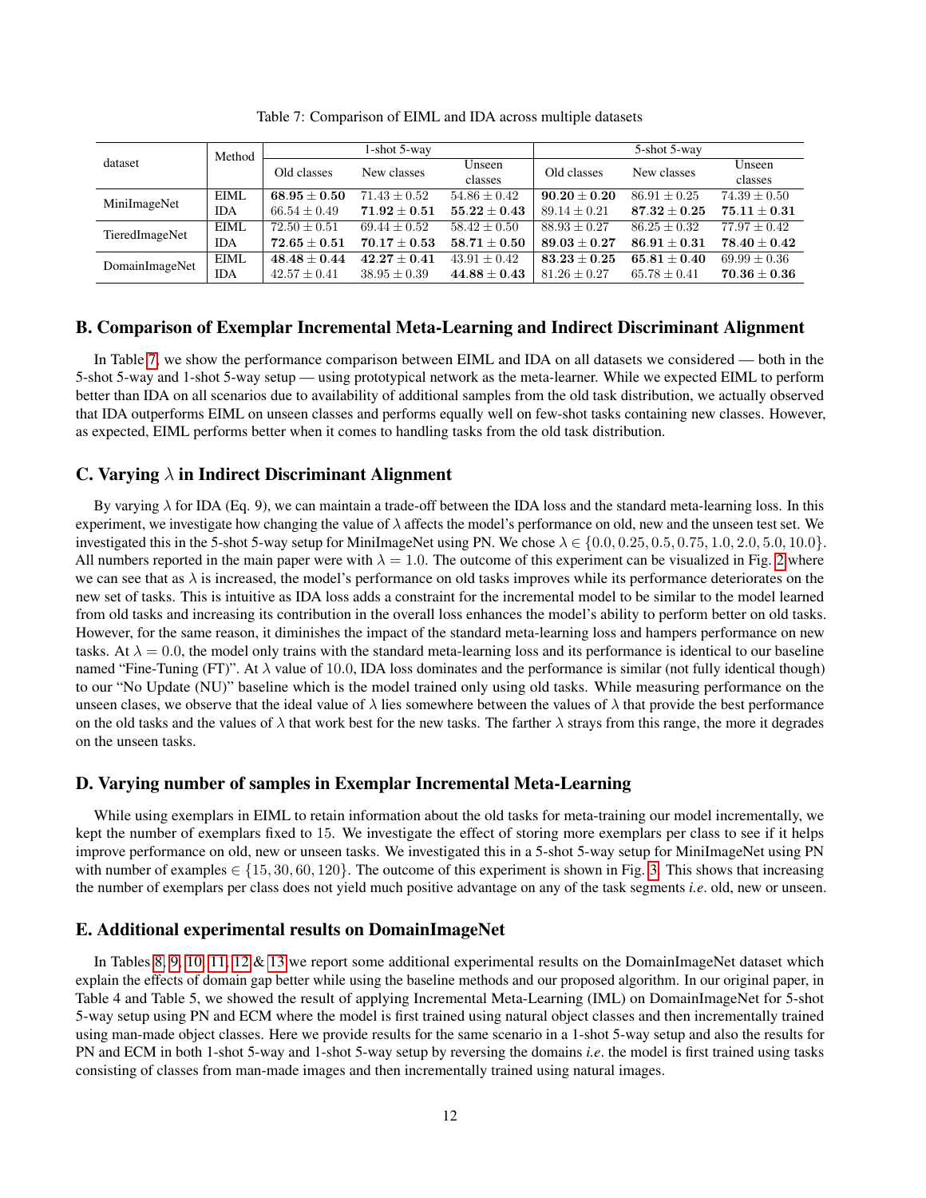Table 7: Comparison of EIML and IDA across multiple datasets

| dataset | Method | 1-shot 5-way | | | 5-shot 5-way | | |
|---|---|---|---|---|---|---|---|
| | | Old classes | New classes | Unseen classes | Old classes | New classes | Unseen classes |
| MiniImageNet | EIML | $\mathbf{68.95 \pm 0.50}$ | $71.43 \pm 0.52$ | $54.86 \pm 0.42$ | $\mathbf{90.20 \pm 0.20}$ | $86.91 \pm 0.25$ | $74.39 \pm 0.50$ |
| | IDA | $66.54 \pm 0.49$ | $\mathbf{71.92 \pm 0.51}$ | $\mathbf{55.22 \pm 0.43}$ | $89.14 \pm 0.21$ | $\mathbf{87.32 \pm 0.25}$ | $\mathbf{75.11 \pm 0.31}$ |
| TieredImageNet | EIML | $72.50 \pm 0.51$ | $69.44 \pm 0.52$ | $58.42 \pm 0.50$ | $88.93 \pm 0.27$ | $86.25 \pm 0.32$ | $77.97 \pm 0.42$ |
| | IDA | $\mathbf{72.65 \pm 0.51}$ | $\mathbf{70.17 \pm 0.53}$ | $\mathbf{58.71 \pm 0.50}$ | $\mathbf{89.03 \pm 0.27}$ | $\mathbf{86.91 \pm 0.31}$ | $\mathbf{78.40 \pm 0.42}$ |
| DomainImageNet | EIML | $\mathbf{48.48 \pm 0.44}$ | $\mathbf{42.27 \pm 0.41}$ | $43.91 \pm 0.42$ | $\mathbf{83.23 \pm 0.25}$ | $\mathbf{65.81 \pm 0.40}$ | $69.99 \pm 0.36$ |
| | IDA | $42.57 \pm 0.41$ | $38.95 \pm 0.39$ | $\mathbf{44.88 \pm 0.43}$ | $81.26 \pm 0.27$ | $65.78 \pm 0.41$ | $\mathbf{70.36 \pm 0.36}$ |

## B. Comparison of Exemplar Incremental Meta-Learning and Indirect Discriminant Alignment

In Table 7, we show the performance comparison between EIML and IDA on all datasets we considered — both in the 5-shot 5-way and 1-shot 5-way setup — using prototypical network as the meta-learner. While we expected EIML to perform better than IDA on all scenarios due to availability of additional samples from the old task distribution, we actually observed that IDA outperforms EIML on unseen classes and performs equally well on few-shot tasks containing new classes. However, as expected, EIML performs better when it comes to handling tasks from the old task distribution.

## C. Varying $\lambda$ in Indirect Discriminant Alignment

By varying $\lambda$ for IDA (Eq. 9), we can maintain a trade-off between the IDA loss and the standard meta-learning loss. In this experiment, we investigate how changing the value of $\lambda$ affects the model's performance on old, new and the unseen test set. We investigated this in the 5-shot 5-way setup for MiniImageNet using PN. We chose $\lambda \in \{0.0, 0.25, 0.5, 0.75, 1.0, 2.0, 5.0, 10.0\}$. All numbers reported in the main paper were with $\lambda = 1.0$. The outcome of this experiment can be visualized in Fig. 2 where we can see that as $\lambda$ is increased, the model's performance on old tasks improves while its performance deteriorates on the new set of tasks. This is intuitive as IDA loss adds a constraint for the incremental model to be similar to the model learned from old tasks and increasing its contribution in the overall loss enhances the model's ability to perform better on old tasks. However, for the same reason, it diminishes the impact of the standard meta-learning loss and hampers performance on new tasks. At $\lambda = 0.0$, the model only trains with the standard meta-learning loss and its performance is identical to our baseline named "Fine-Tuning (FT)". At $\lambda$ value of 10.0, IDA loss dominates and the performance is similar (not fully identical though) to our "No Update (NU)" baseline which is the model trained only using old tasks. While measuring performance on the unseen clases, we observe that the ideal value of $\lambda$ lies somewhere between the values of $\lambda$ that provide the best performance on the old tasks and the values of $\lambda$ that work best for the new tasks. The farther $\lambda$ strays from this range, the more it degrades on the unseen tasks.

## D. Varying number of samples in Exemplar Incremental Meta-Learning

While using exemplars in EIML to retain information about the old tasks for meta-training our model incrementally, we kept the number of exemplars fixed to 15. We investigate the effect of storing more exemplars per class to see if it helps improve performance on old, new or unseen tasks. We investigated this in a 5-shot 5-way setup for MiniImageNet using PN with number of examples $\in \{15, 30, 60, 120\}$. The outcome of this experiment is shown in Fig. 3. This shows that increasing the number of exemplars per class does not yield much positive advantage on any of the task segments *i.e*. old, new or unseen.

## E. Additional experimental results on DomainImageNet

In Tables 8, 9, 10, 11, 12 & 13 we report some additional experimental results on the DomainImageNet dataset which explain the effects of domain gap better while using the baseline methods and our proposed algorithm. In our original paper, in Table 4 and Table 5, we showed the result of applying Incremental Meta-Learning (IML) on DomainImageNet for 5-shot 5-way setup using PN and ECM where the model is first trained using natural object classes and then incrementally trained using man-made object classes. Here we provide results for the same scenario in a 1-shot 5-way setup and also the results for PN and ECM in both 1-shot 5-way and 1-shot 5-way setup by reversing the domains *i.e*. the model is first trained using tasks consisting of classes from man-made images and then incrementally trained using natural images.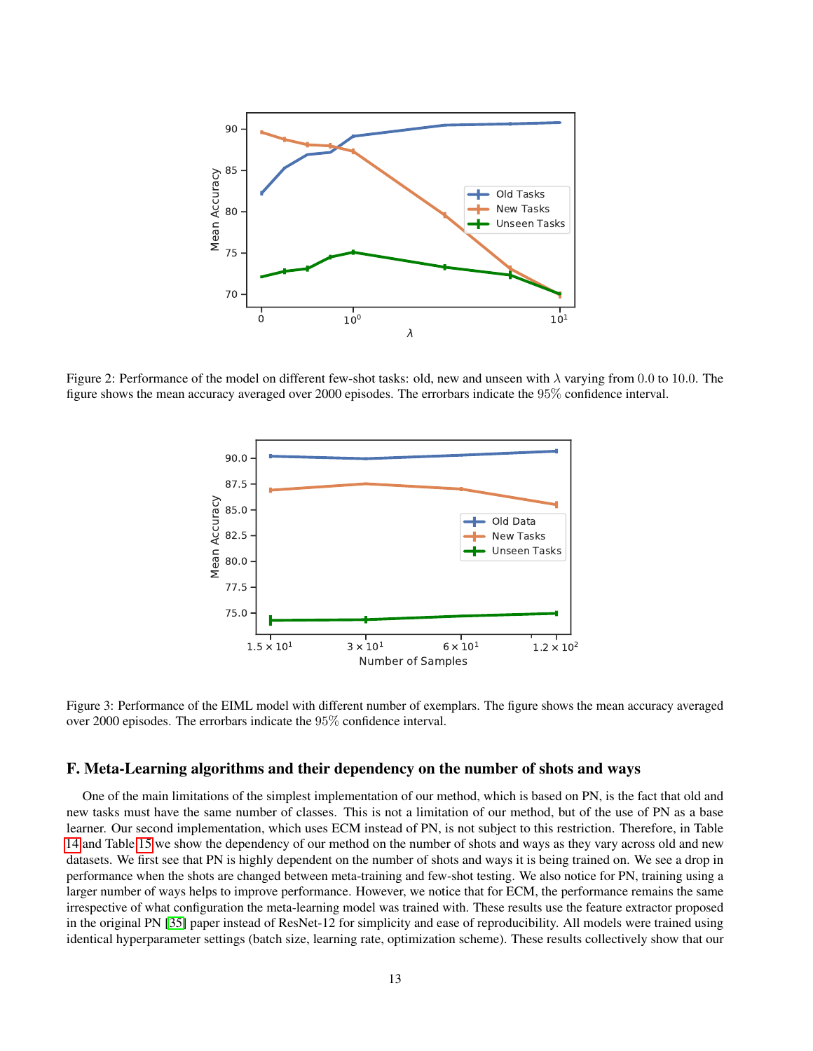Figure 2: Performance of the model on different few-shot tasks: old, new and unseen with $\lambda$ varying from 0.0 to 10.0. The figure shows the mean accuracy averaged over 2000 episodes. The errorbars indicate the 95% confidence interval.

Figure 3: Performance of the EIML model with different number of exemplars. The figure shows the mean accuracy averaged over 2000 episodes. The errorbars indicate the 95% confidence interval.

## F. Meta-Learning algorithms and their dependency on the number of shots and ways

One of the main limitations of the simplest implementation of our method, which is based on PN, is the fact that old and new tasks must have the same number of classes. This is not a limitation of our method, but of the use of PN as a base learner. Our second implementation, which uses ECM instead of PN, is not subject to this restriction. Therefore, in Table 14 and Table 15 we show the dependency of our method on the number of shots and ways as they vary across old and new datasets. We first see that PN is highly dependent on the number of shots and ways it is being trained on. We see a drop in performance when the shots are changed between meta-training and few-shot testing. We also notice for PN, training using a larger number of ways helps to improve performance. However, we notice that for ECM, the performance remains the same irrespective of what configuration the meta-learning model was trained with. These results use the feature extractor proposed in the original PN [35] paper instead of ResNet-12 for simplicity and ease of reproducibility. All models were trained using identical hyperparameter settings (batch size, learning rate, optimization scheme). These results collectively show that our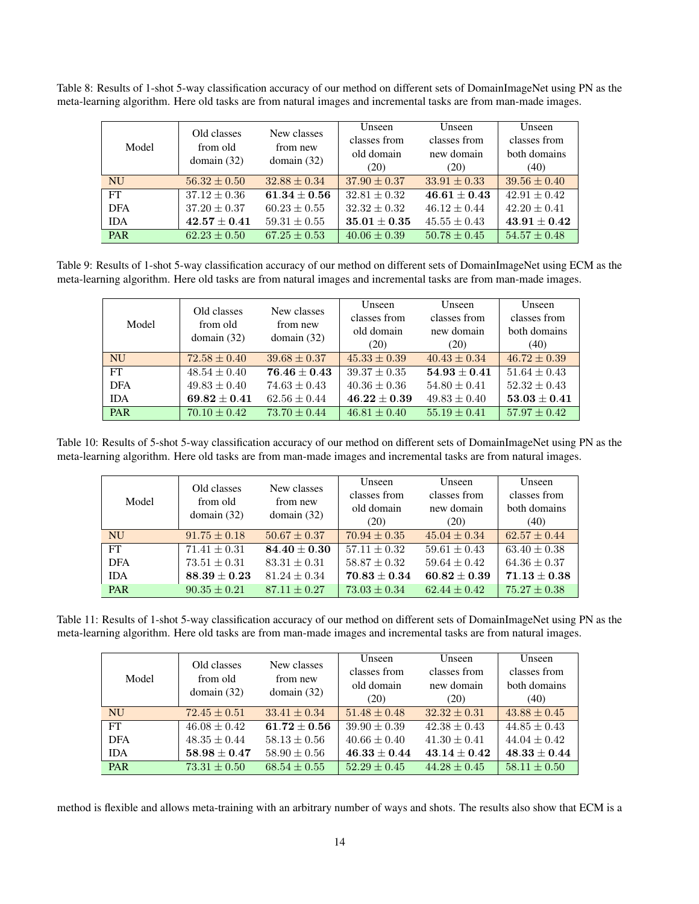Table 8: Results of 1-shot 5-way classification accuracy of our method on different sets of DomainImageNet using PN as the meta-learning algorithm. Here old tasks are from natural images and incremental tasks are from man-made images.

| Model | Old classes from old domain (32) | New classes from new domain (32) | Unseen classes from old domain (20) | Unseen classes from new domain (20) | Unseen classes from both domains (40) |
|---|---|---|---|---|---|
| NU | $56.32 \pm 0.50$ | $32.88 \pm 0.34$ | $37.90 \pm 0.37$ | $33.91 \pm 0.33$ | $39.56 \pm 0.40$ |
| FT | $37.12 \pm 0.36$ | $\mathbf{61.34 \pm 0.56}$ | $32.81 \pm 0.32$ | $\mathbf{46.61 \pm 0.43}$ | $42.91 \pm 0.42$ |
| DFA | $37.20 \pm 0.37$ | $60.23 \pm 0.55$ | $32.32 \pm 0.32$ | $46.12 \pm 0.44$ | $42.20 \pm 0.41$ |
| IDA | $\mathbf{42.57 \pm 0.41}$ | $59.31 \pm 0.55$ | $\mathbf{35.01 \pm 0.35}$ | $45.55 \pm 0.43$ | $\mathbf{43.91 \pm 0.42}$ |
| PAR | $62.23 \pm 0.50$ | $67.25 \pm 0.53$ | $40.06 \pm 0.39$ | $50.78 \pm 0.45$ | $54.57 \pm 0.48$ |

Table 9: Results of 1-shot 5-way classification accuracy of our method on different sets of DomainImageNet using ECM as the meta-learning algorithm. Here old tasks are from natural images and incremental tasks are from man-made images.

| Model | Old classes from old domain (32) | New classes from new domain (32) | Unseen classes from old domain (20) | Unseen classes from new domain (20) | Unseen classes from both domains (40) |
|---|---|---|---|---|---|
| NU | $72.58 \pm 0.40$ | $39.68 \pm 0.37$ | $45.33 \pm 0.39$ | $40.43 \pm 0.34$ | $46.72 \pm 0.39$ |
| FT | $48.54 \pm 0.40$ | $\mathbf{76.46 \pm 0.43}$ | $39.37 \pm 0.35$ | $\mathbf{54.93 \pm 0.41}$ | $51.64 \pm 0.43$ |
| DFA | $49.83 \pm 0.40$ | $74.63 \pm 0.43$ | $40.36 \pm 0.36$ | $54.80 \pm 0.41$ | $52.32 \pm 0.43$ |
| IDA | $\mathbf{69.82 \pm 0.41}$ | $62.56 \pm 0.44$ | $\mathbf{46.22 \pm 0.39}$ | $49.83 \pm 0.40$ | $\mathbf{53.03 \pm 0.41}$ |
| PAR | $70.10 \pm 0.42$ | $73.70 \pm 0.44$ | $46.81 \pm 0.40$ | $55.19 \pm 0.41$ | $57.97 \pm 0.42$ |

Table 10: Results of 5-shot 5-way classification accuracy of our method on different sets of DomainImageNet using PN as the meta-learning algorithm. Here old tasks are from man-made images and incremental tasks are from natural images.

| Model | Old classes from old domain (32) | New classes from new domain (32) | Unseen classes from old domain (20) | Unseen classes from new domain (20) | Unseen classes from both domains (40) |
|---|---|---|---|---|---|
| NU | $91.75 \pm 0.18$ | $50.67 \pm 0.37$ | $70.94 \pm 0.35$ | $45.04 \pm 0.34$ | $62.57 \pm 0.44$ |
| FT | $71.41 \pm 0.31$ | $\mathbf{84.40 \pm 0.30}$ | $57.11 \pm 0.32$ | $59.61 \pm 0.43$ | $63.40 \pm 0.38$ |
| DFA | $73.51 \pm 0.31$ | $83.31 \pm 0.31$ | $58.87 \pm 0.32$ | $59.64 \pm 0.42$ | $64.36 \pm 0.37$ |
| IDA | $\mathbf{88.39 \pm 0.23}$ | $81.24 \pm 0.34$ | $\mathbf{70.83 \pm 0.34}$ | $\mathbf{60.82 \pm 0.39}$ | $\mathbf{71.13 \pm 0.38}$ |
| PAR | $90.35 \pm 0.21$ | $87.11 \pm 0.27$ | $73.03 \pm 0.34$ | $62.44 \pm 0.42$ | $75.27 \pm 0.38$ |

Table 11: Results of 1-shot 5-way classification accuracy of our method on different sets of DomainImageNet using PN as the meta-learning algorithm. Here old tasks are from man-made images and incremental tasks are from natural images.

| Model | Old classes from old domain (32) | New classes from new domain (32) | Unseen classes from old domain (20) | Unseen classes from new domain (20) | Unseen classes from both domains (40) |
|---|---|---|---|---|---|
| NU | $72.45 \pm 0.51$ | $33.41 \pm 0.34$ | $51.48 \pm 0.48$ | $32.32 \pm 0.31$ | $43.88 \pm 0.45$ |
| FT | $46.08 \pm 0.42$ | $\mathbf{61.72 \pm 0.56}$ | $39.90 \pm 0.39$ | $42.38 \pm 0.43$ | $44.85 \pm 0.43$ |
| DFA | $48.35 \pm 0.44$ | $58.13 \pm 0.56$ | $40.66 \pm 0.40$ | $41.30 \pm 0.41$ | $44.04 \pm 0.42$ |
| IDA | $\mathbf{58.98 \pm 0.47}$ | $58.90 \pm 0.56$ | $\mathbf{46.33 \pm 0.44}$ | $\mathbf{43.14 \pm 0.42}$ | $\mathbf{48.33 \pm 0.44}$ |
| PAR | $73.31 \pm 0.50$ | $68.54 \pm 0.55$ | $52.29 \pm 0.45$ | $44.28 \pm 0.45$ | $58.11 \pm 0.50$ |

method is flexible and allows meta-training with an arbitrary number of ways and shots. The results also show that ECM is a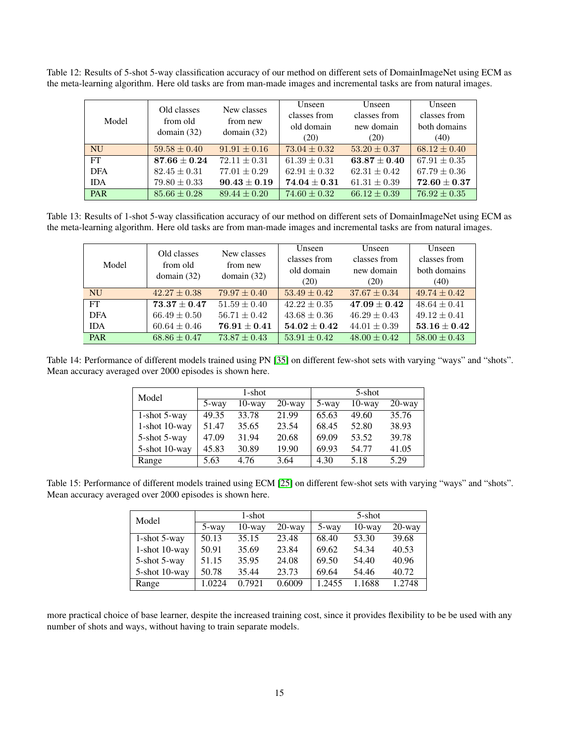Table 12: Results of 5-shot 5-way classification accuracy of our method on different sets of DomainImageNet using ECM as the meta-learning algorithm. Here old tasks are from man-made images and incremental tasks are from natural images.

| Model | Old classes from old domain (32) | New classes from new domain (32) | Unseen classes from old domain (20) | Unseen classes from new domain (20) | Unseen classes from both domains (40) |
|---|---|---|---|---|---|
| NU | $59.58 \pm 0.40$ | $91.91 \pm 0.16$ | $73.04 \pm 0.32$ | $53.20 \pm 0.37$ | $68.12 \pm 0.40$ |
| FT | $\mathbf{87.66 \pm 0.24}$ | $72.11 \pm 0.31$ | $61.39 \pm 0.31$ | $\mathbf{63.87 \pm 0.40}$ | $67.91 \pm 0.35$ |
| DFA | $82.45 \pm 0.31$ | $77.01 \pm 0.29$ | $62.91 \pm 0.32$ | $62.31 \pm 0.42$ | $67.79 \pm 0.36$ |
| IDA | $79.80 \pm 0.33$ | $\mathbf{90.43 \pm 0.19}$ | $\mathbf{74.04 \pm 0.31}$ | $61.31 \pm 0.39$ | $\mathbf{72.60 \pm 0.37}$ |
| PAR | $85.66 \pm 0.28$ | $89.44 \pm 0.20$ | $74.60 \pm 0.32$ | $66.12 \pm 0.39$ | $76.92 \pm 0.35$ |

Table 13: Results of 1-shot 5-way classification accuracy of our method on different sets of DomainImageNet using ECM as the meta-learning algorithm. Here old tasks are from man-made images and incremental tasks are from natural images.

| Model | Old classes from old domain (32) | New classes from new domain (32) | Unseen classes from old domain (20) | Unseen classes from new domain (20) | Unseen classes from both domains (40) |
|---|---|---|---|---|---|
| NU | $42.27 \pm 0.38$ | $79.97 \pm 0.40$ | $53.49 \pm 0.42$ | $37.67 \pm 0.34$ | $49.74 \pm 0.42$ |
| FT | $\mathbf{73.37 \pm 0.47}$ | $51.59 \pm 0.40$ | $42.22 \pm 0.35$ | $\mathbf{47.09 \pm 0.42}$ | $48.64 \pm 0.41$ |
| DFA | $66.49 \pm 0.50$ | $56.71 \pm 0.42$ | $43.68 \pm 0.36$ | $46.29 \pm 0.43$ | $49.12 \pm 0.41$ |
| IDA | $60.64 \pm 0.46$ | $\mathbf{76.91 \pm 0.41}$ | $\mathbf{54.02 \pm 0.42}$ | $44.01 \pm 0.39$ | $\mathbf{53.16 \pm 0.42}$ |
| PAR | $68.86 \pm 0.47$ | $73.87 \pm 0.43$ | $53.91 \pm 0.42$ | $48.00 \pm 0.42$ | $58.00 \pm 0.43$ |

Table 14: Performance of different models trained using PN [35] on different few-shot sets with varying "ways" and "shots". Mean accuracy averaged over 2000 episodes is shown here.

| Model | 1-shot | | | 5-shot | | |
|---|---|---|---|---|---|---|
| | 5-way | 10-way | 20-way | 5-way | 10-way | 20-way |
| 1-shot 5-way | 49.35 | 33.78 | 21.99 | 65.63 | 49.60 | 35.76 |
| 1-shot 10-way | 51.47 | 35.65 | 23.54 | 68.45 | 52.80 | 38.93 |
| 5-shot 5-way | 47.09 | 31.94 | 20.68 | 69.09 | 53.52 | 39.78 |
| 5-shot 10-way | 45.83 | 30.89 | 19.90 | 69.93 | 54.77 | 41.05 |
| Range | 5.63 | 4.76 | 3.64 | 4.30 | 5.18 | 5.29 |

Table 15: Performance of different models trained using ECM [25] on different few-shot sets with varying "ways" and "shots". Mean accuracy averaged over 2000 episodes is shown here.

| Model | 1-shot | | | 5-shot | | |
|---|---|---|---|---|---|---|
| | 5-way | 10-way | 20-way | 5-way | 10-way | 20-way |
| 1-shot 5-way | 50.13 | 35.15 | 23.48 | 68.40 | 53.30 | 39.68 |
| 1-shot 10-way | 50.91 | 35.69 | 23.84 | 69.62 | 54.34 | 40.53 |
| 5-shot 5-way | 51.15 | 35.95 | 24.08 | 69.50 | 54.40 | 40.96 |
| 5-shot 10-way | 50.78 | 35.44 | 23.73 | 69.64 | 54.46 | 40.72 |
| Range | 1.0224 | 0.7921 | 0.6009 | 1.2455 | 1.1688 | 1.2748 |

more practical choice of base learner, despite the increased training cost, since it provides flexibility to be be used with any number of shots and ways, without having to train separate models.